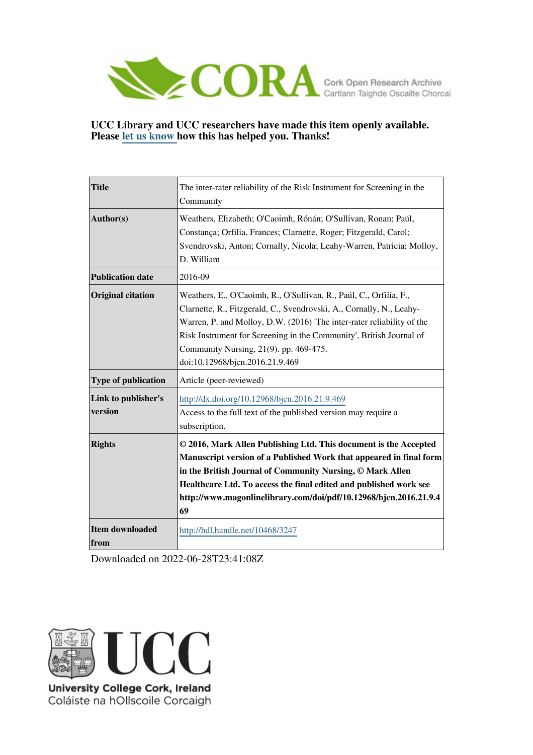UCC Library and UCC researchers have made this item openly available. Please let us know how this has helped you. Thanks!

| | |
|---|---|
| **Title** | The inter-rater reliability of the Risk Instrument for Screening in the Community |
| **Author(s)** | Weathers, Elizabeth; O'Caoimh, Rónán; O'Sullivan, Ronan; Paúl, Constança; Orfilia, Frances; Clarnette, Roger; Fitzgerald, Carol; Svendrovski, Anton; Cornally, Nicola; Leahy-Warren, Patricia; Molloy, D. William |
| **Publication date** | 2016-09 |
| **Original citation** | Weathers, E., O'Caoimh, R., O'Sullivan, R., Paúl, C., Orfilia, F., Clarnette, R., Fitzgerald, C., Svendrovski, A., Cornally, N., Leahy-Warren, P. and Molloy, D.W. (2016) 'The inter-rater reliability of the Risk Instrument for Screening in the Community', British Journal of Community Nursing, 21(9). pp. 469-475. doi:10.12968/bjcn.2016.21.9.469 |
| **Type of publication** | Article (peer-reviewed) |
| **Link to publisher's version** | http://dx.doi.org/10.12968/bjcn.2016.21.9.469 Access to the full text of the published version may require a subscription. |
| **Rights** | **© 2016, Mark Allen Publishing Ltd. This document is the Accepted Manuscript version of a Published Work that appeared in final form in the British Journal of Community Nursing, © Mark Allen Healthcare Ltd. To access the final edited and published work see http://www.magonlinelibrary.com/doi/pdf/10.12968/bjcn.2016.21.9.469** |
| **Item downloaded from** | http://hdl.handle.net/10468/3247 |

Downloaded on 2022-06-28T23:41:08Z

University College Cork, Ireland
Coláiste na hOllscoile Corcaigh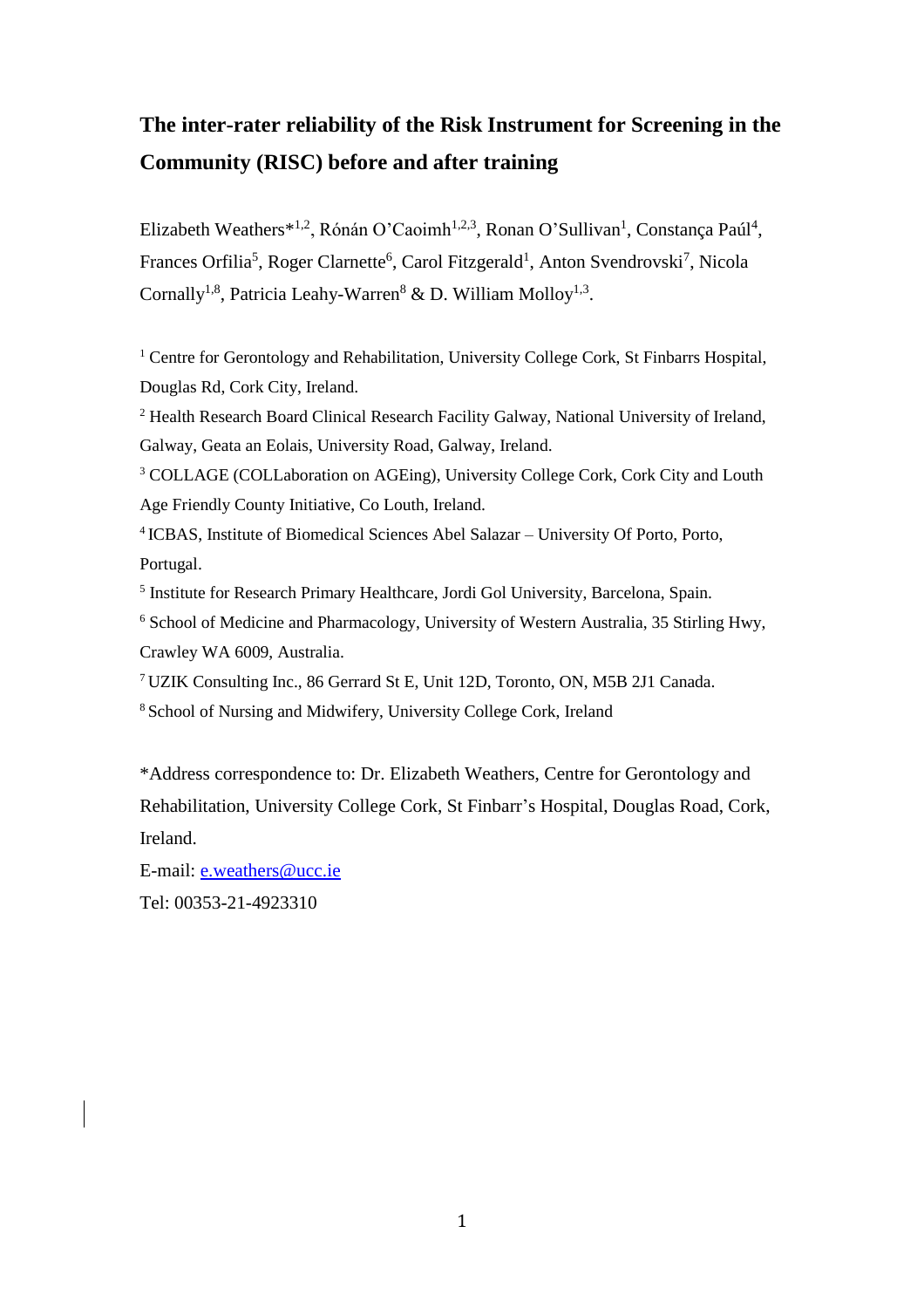# The inter-rater reliability of the Risk Instrument for Screening in the Community (RISC) before and after training

Elizabeth Weathers*[1,2], Rónán O'Caoimh[1,2,3], Ronan O'Sullivan[1], Constança Paúl[4], Frances Orfilia[5], Roger Clarnette[6], Carol Fitzgerald[1], Anton Svendrovski[7], Nicola Cornally[1,8], Patricia Leahy-Warren[8] & D. William Molloy[1,3].

[1] Centre for Gerontology and Rehabilitation, University College Cork, St Finbarrs Hospital, Douglas Rd, Cork City, Ireland.

[2] Health Research Board Clinical Research Facility Galway, National University of Ireland, Galway, Geata an Eolais, University Road, Galway, Ireland.

[3] COLLAGE (COLLaboration on AGEing), University College Cork, Cork City and Louth Age Friendly County Initiative, Co Louth, Ireland.

[4] ICBAS, Institute of Biomedical Sciences Abel Salazar – University Of Porto, Porto, Portugal.

[5] Institute for Research Primary Healthcare, Jordi Gol University, Barcelona, Spain.

[6] School of Medicine and Pharmacology, University of Western Australia, 35 Stirling Hwy, Crawley WA 6009, Australia.

[7] UZIK Consulting Inc., 86 Gerrard St E, Unit 12D, Toronto, ON, M5B 2J1 Canada.

[8] School of Nursing and Midwifery, University College Cork, Ireland

*Address correspondence to: Dr. Elizabeth Weathers, Centre for Gerontology and Rehabilitation, University College Cork, St Finbarr's Hospital, Douglas Road, Cork, Ireland.

E-mail: e.weathers@ucc.ie

Tel: 00353-21-4923310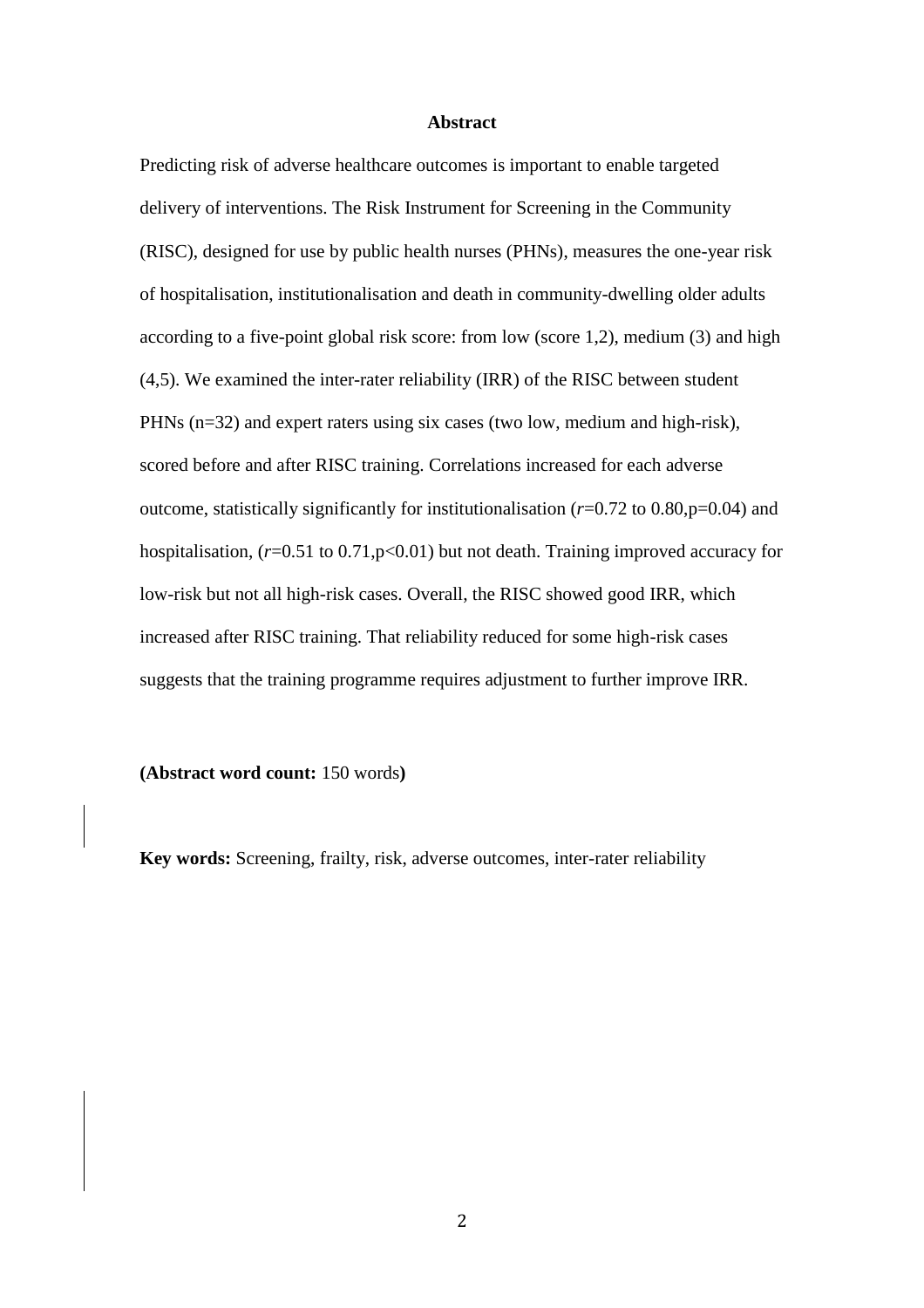## Abstract

Predicting risk of adverse healthcare outcomes is important to enable targeted delivery of interventions. The Risk Instrument for Screening in the Community (RISC), designed for use by public health nurses (PHNs), measures the one-year risk of hospitalisation, institutionalisation and death in community-dwelling older adults according to a five-point global risk score: from low (score 1,2), medium (3) and high (4,5). We examined the inter-rater reliability (IRR) of the RISC between student PHNs (n=32) and expert raters using six cases (two low, medium and high-risk), scored before and after RISC training. Correlations increased for each adverse outcome, statistically significantly for institutionalisation ($r$=0.72 to 0.80,p=0.04) and hospitalisation, ($r$=0.51 to 0.71,p<0.01) but not death. Training improved accuracy for low-risk but not all high-risk cases. Overall, the RISC showed good IRR, which increased after RISC training. That reliability reduced for some high-risk cases suggests that the training programme requires adjustment to further improve IRR.

**(Abstract word count:** 150 words**)**

**Key words:** Screening, frailty, risk, adverse outcomes, inter-rater reliability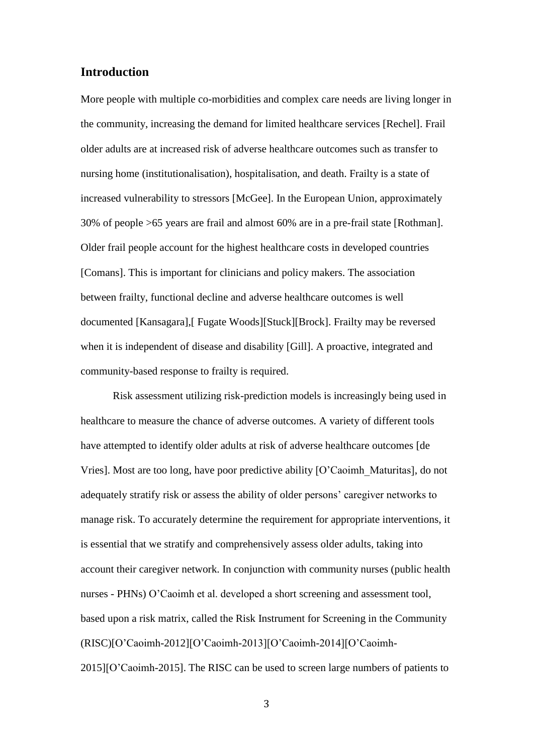## Introduction

More people with multiple co-morbidities and complex care needs are living longer in the community, increasing the demand for limited healthcare services [Rechel]. Frail older adults are at increased risk of adverse healthcare outcomes such as transfer to nursing home (institutionalisation), hospitalisation, and death. Frailty is a state of increased vulnerability to stressors [McGee]. In the European Union, approximately 30% of people >65 years are frail and almost 60% are in a pre-frail state [Rothman]. Older frail people account for the highest healthcare costs in developed countries [Comans]. This is important for clinicians and policy makers. The association between frailty, functional decline and adverse healthcare outcomes is well documented [Kansagara],[ Fugate Woods][Stuck][Brock]. Frailty may be reversed when it is independent of disease and disability [Gill]. A proactive, integrated and community-based response to frailty is required.

Risk assessment utilizing risk-prediction models is increasingly being used in healthcare to measure the chance of adverse outcomes. A variety of different tools have attempted to identify older adults at risk of adverse healthcare outcomes [de Vries]. Most are too long, have poor predictive ability [O'Caoimh_Maturitas], do not adequately stratify risk or assess the ability of older persons' caregiver networks to manage risk. To accurately determine the requirement for appropriate interventions, it is essential that we stratify and comprehensively assess older adults, taking into account their caregiver network. In conjunction with community nurses (public health nurses - PHNs) O'Caoimh et al. developed a short screening and assessment tool, based upon a risk matrix, called the Risk Instrument for Screening in the Community (RISC)[O'Caoimh-2012][O'Caoimh-2013][O'Caoimh-2014][O'Caoimh-2015][O'Caoimh-2015]. The RISC can be used to screen large numbers of patients to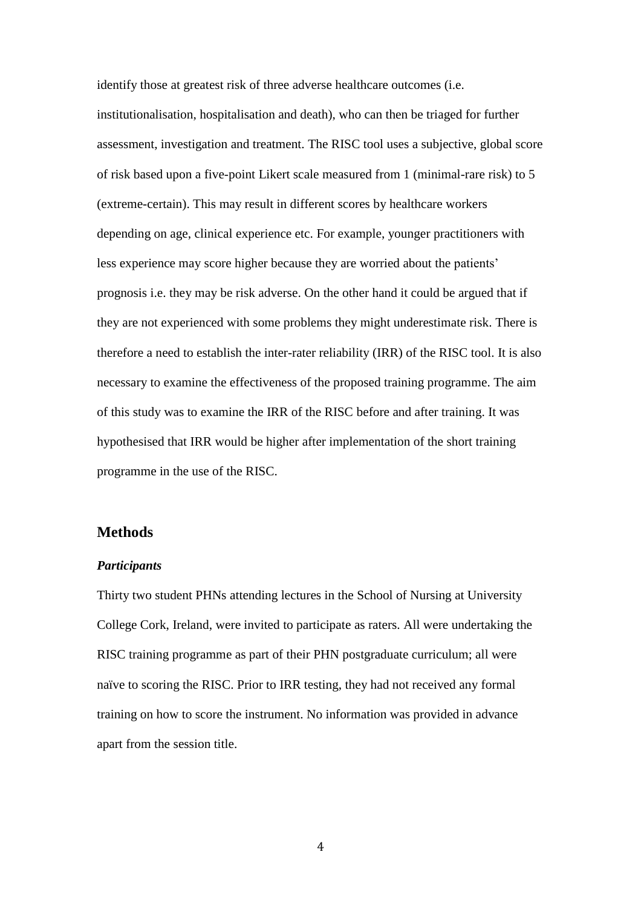identify those at greatest risk of three adverse healthcare outcomes (i.e. institutionalisation, hospitalisation and death), who can then be triaged for further assessment, investigation and treatment. The RISC tool uses a subjective, global score of risk based upon a five-point Likert scale measured from 1 (minimal-rare risk) to 5 (extreme-certain). This may result in different scores by healthcare workers depending on age, clinical experience etc. For example, younger practitioners with less experience may score higher because they are worried about the patients' prognosis i.e. they may be risk adverse. On the other hand it could be argued that if they are not experienced with some problems they might underestimate risk. There is therefore a need to establish the inter-rater reliability (IRR) of the RISC tool. It is also necessary to examine the effectiveness of the proposed training programme. The aim of this study was to examine the IRR of the RISC before and after training. It was hypothesised that IRR would be higher after implementation of the short training programme in the use of the RISC.

## Methods

### *Participants*

Thirty two student PHNs attending lectures in the School of Nursing at University College Cork, Ireland, were invited to participate as raters. All were undertaking the RISC training programme as part of their PHN postgraduate curriculum; all were naïve to scoring the RISC. Prior to IRR testing, they had not received any formal training on how to score the instrument. No information was provided in advance apart from the session title.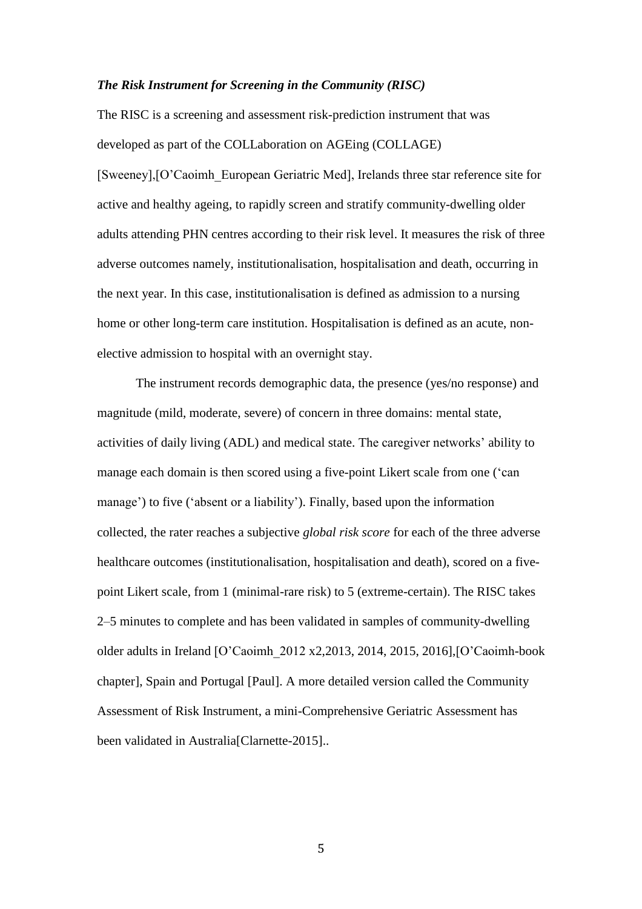***The Risk Instrument for Screening in the Community (RISC)***

The RISC is a screening and assessment risk-prediction instrument that was developed as part of the COLLaboration on AGEing (COLLAGE) [Sweeney],[O'Caoimh_European Geriatric Med], Irelands three star reference site for active and healthy ageing, to rapidly screen and stratify community-dwelling older adults attending PHN centres according to their risk level. It measures the risk of three adverse outcomes namely, institutionalisation, hospitalisation and death, occurring in the next year. In this case, institutionalisation is defined as admission to a nursing home or other long-term care institution. Hospitalisation is defined as an acute, non-elective admission to hospital with an overnight stay.

The instrument records demographic data, the presence (yes/no response) and magnitude (mild, moderate, severe) of concern in three domains: mental state, activities of daily living (ADL) and medical state. The caregiver networks' ability to manage each domain is then scored using a five-point Likert scale from one ('can manage') to five ('absent or a liability'). Finally, based upon the information collected, the rater reaches a subjective *global risk score* for each of the three adverse healthcare outcomes (institutionalisation, hospitalisation and death), scored on a five-point Likert scale, from 1 (minimal-rare risk) to 5 (extreme-certain). The RISC takes 2–5 minutes to complete and has been validated in samples of community-dwelling older adults in Ireland [O'Caoimh_2012 x2,2013, 2014, 2015, 2016],[O'Caoimh-book chapter], Spain and Portugal [Paul]. A more detailed version called the Community Assessment of Risk Instrument, a mini-Comprehensive Geriatric Assessment has been validated in Australia[Clarnette-2015]..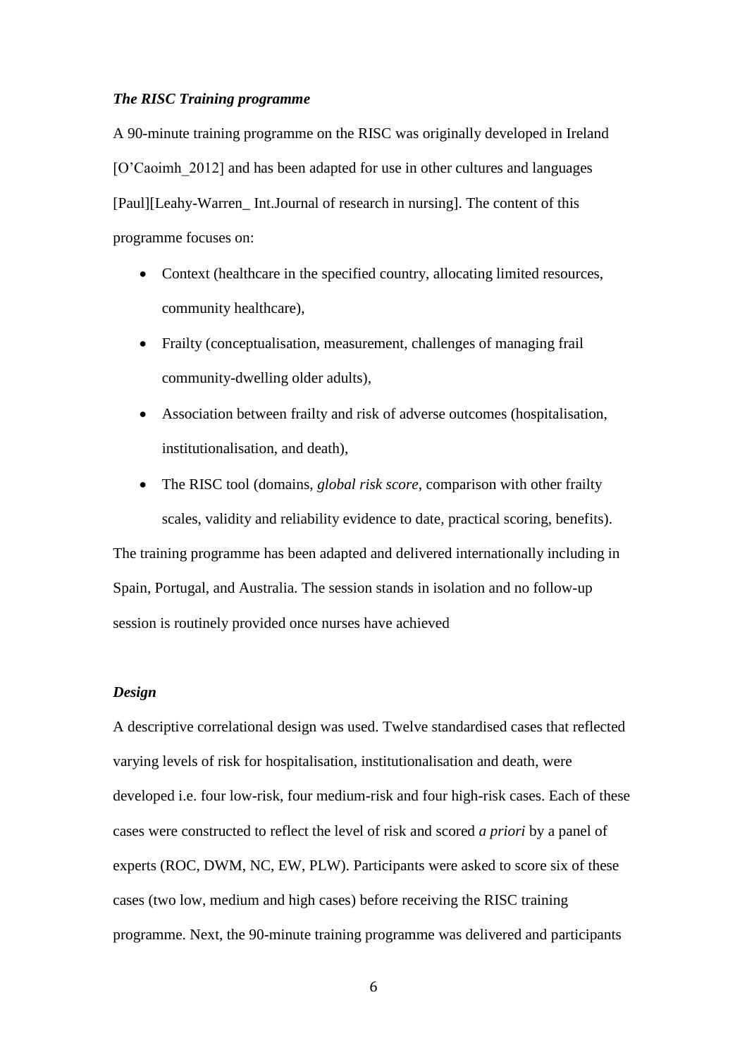***The RISC Training programme***

A 90-minute training programme on the RISC was originally developed in Ireland [O'Caoimh_2012] and has been adapted for use in other cultures and languages [Paul][Leahy-Warren_ Int.Journal of research in nursing]. The content of this programme focuses on:

- Context (healthcare in the specified country, allocating limited resources, community healthcare),
- Frailty (conceptualisation, measurement, challenges of managing frail community-dwelling older adults),
- Association between frailty and risk of adverse outcomes (hospitalisation, institutionalisation, and death),
- The RISC tool (domains, *global risk score*, comparison with other frailty scales, validity and reliability evidence to date, practical scoring, benefits).

The training programme has been adapted and delivered internationally including in Spain, Portugal, and Australia. The session stands in isolation and no follow-up session is routinely provided once nurses have achieved

***Design***

A descriptive correlational design was used. Twelve standardised cases that reflected varying levels of risk for hospitalisation, institutionalisation and death, were developed i.e. four low-risk, four medium-risk and four high-risk cases. Each of these cases were constructed to reflect the level of risk and scored *a priori* by a panel of experts (ROC, DWM, NC, EW, PLW). Participants were asked to score six of these cases (two low, medium and high cases) before receiving the RISC training programme. Next, the 90-minute training programme was delivered and participants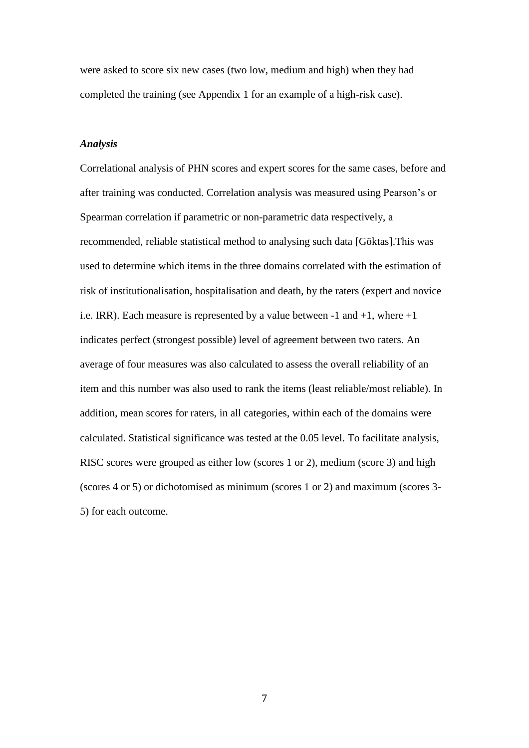were asked to score six new cases (two low, medium and high) when they had completed the training (see Appendix 1 for an example of a high-risk case).

### *Analysis*

Correlational analysis of PHN scores and expert scores for the same cases, before and after training was conducted. Correlation analysis was measured using Pearson's or Spearman correlation if parametric or non-parametric data respectively, a recommended, reliable statistical method to analysing such data [Göktas].This was used to determine which items in the three domains correlated with the estimation of risk of institutionalisation, hospitalisation and death, by the raters (expert and novice i.e. IRR). Each measure is represented by a value between -1 and +1, where +1 indicates perfect (strongest possible) level of agreement between two raters. An average of four measures was also calculated to assess the overall reliability of an item and this number was also used to rank the items (least reliable/most reliable). In addition, mean scores for raters, in all categories, within each of the domains were calculated. Statistical significance was tested at the 0.05 level. To facilitate analysis, RISC scores were grouped as either low (scores 1 or 2), medium (score 3) and high (scores 4 or 5) or dichotomised as minimum (scores 1 or 2) and maximum (scores 3-5) for each outcome.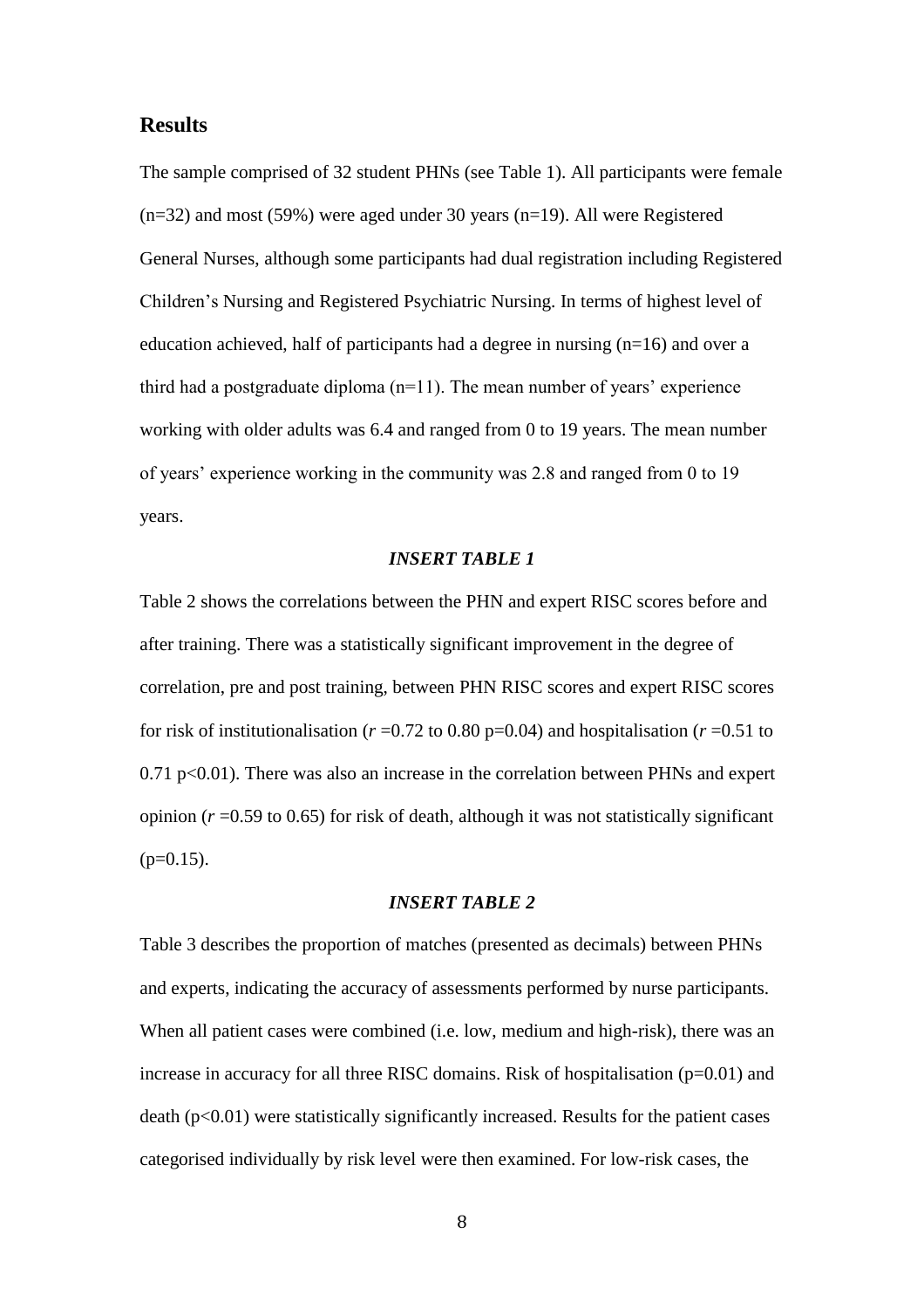## Results

The sample comprised of 32 student PHNs (see Table 1). All participants were female ($n=32$) and most (59%) were aged under 30 years ($n=19$). All were Registered General Nurses, although some participants had dual registration including Registered Children's Nursing and Registered Psychiatric Nursing. In terms of highest level of education achieved, half of participants had a degree in nursing ($n=16$) and over a third had a postgraduate diploma ($n=11$). The mean number of years' experience working with older adults was 6.4 and ranged from 0 to 19 years. The mean number of years' experience working in the community was 2.8 and ranged from 0 to 19 years.

***INSERT TABLE 1***

Table 2 shows the correlations between the PHN and expert RISC scores before and after training. There was a statistically significant improvement in the degree of correlation, pre and post training, between PHN RISC scores and expert RISC scores for risk of institutionalisation ($r = 0.72$ to 0.80 $p=0.04$) and hospitalisation ($r = 0.51$ to 0.71 $p<0.01$). There was also an increase in the correlation between PHNs and expert opinion ($r = 0.59$ to 0.65) for risk of death, although it was not statistically significant ($p=0.15$).

***INSERT TABLE 2***

Table 3 describes the proportion of matches (presented as decimals) between PHNs and experts, indicating the accuracy of assessments performed by nurse participants. When all patient cases were combined (i.e. low, medium and high-risk), there was an increase in accuracy for all three RISC domains. Risk of hospitalisation ($p=0.01$) and death ($p<0.01$) were statistically significantly increased. Results for the patient cases categorised individually by risk level were then examined. For low-risk cases, the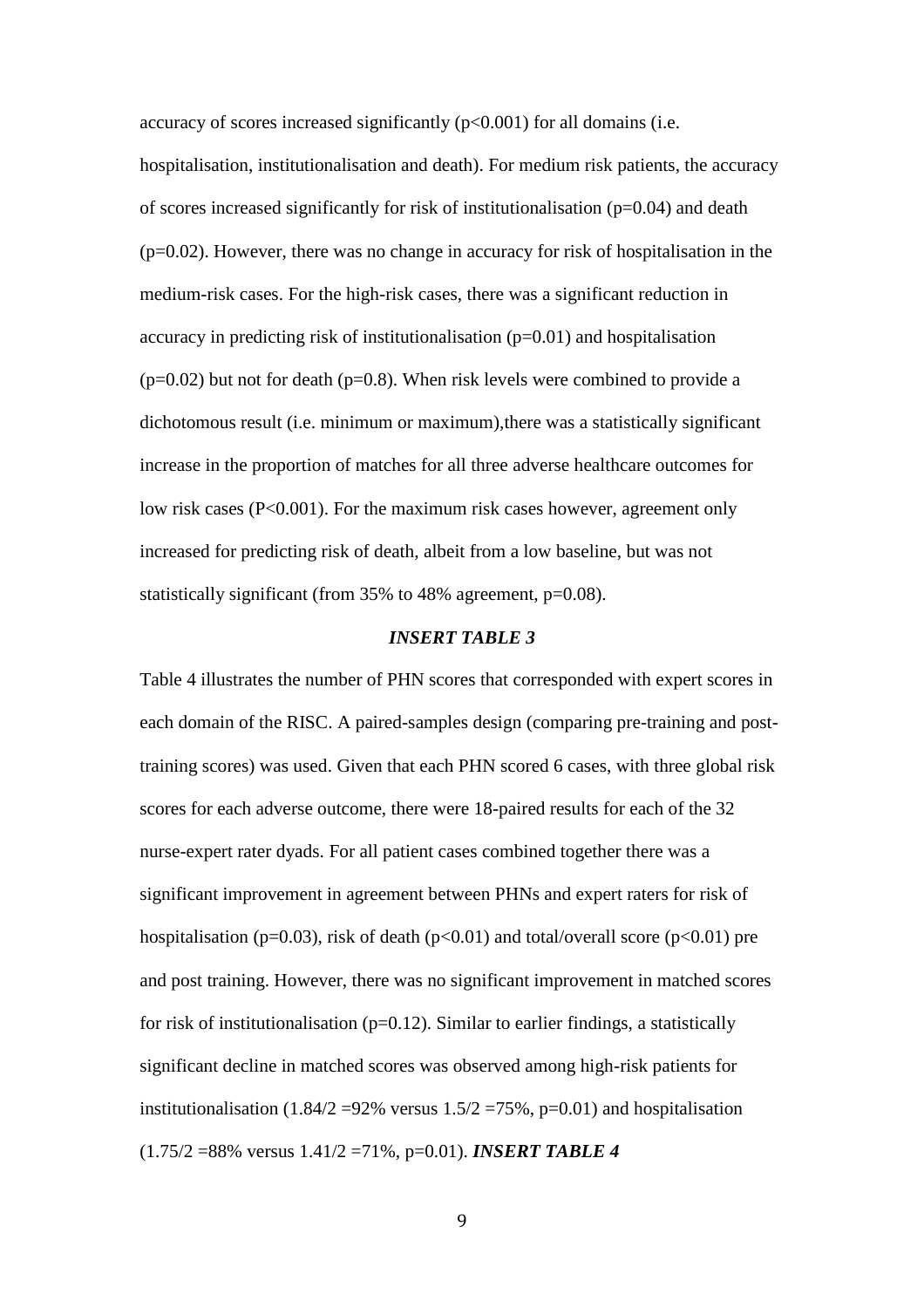accuracy of scores increased significantly ($p<0.001$) for all domains (i.e. hospitalisation, institutionalisation and death). For medium risk patients, the accuracy of scores increased significantly for risk of institutionalisation ($p=0.04$) and death ($p=0.02$). However, there was no change in accuracy for risk of hospitalisation in the medium-risk cases. For the high-risk cases, there was a significant reduction in accuracy in predicting risk of institutionalisation ($p=0.01$) and hospitalisation ($p=0.02$) but not for death ($p=0.8$). When risk levels were combined to provide a dichotomous result (i.e. minimum or maximum),there was a statistically significant increase in the proportion of matches for all three adverse healthcare outcomes for low risk cases ($P<0.001$). For the maximum risk cases however, agreement only increased for predicting risk of death, albeit from a low baseline, but was not statistically significant (from 35% to 48% agreement, $p=0.08$).

***INSERT TABLE 3***

Table 4 illustrates the number of PHN scores that corresponded with expert scores in each domain of the RISC. A paired-samples design (comparing pre-training and post-training scores) was used. Given that each PHN scored 6 cases, with three global risk scores for each adverse outcome, there were 18-paired results for each of the 32 nurse-expert rater dyads. For all patient cases combined together there was a significant improvement in agreement between PHNs and expert raters for risk of hospitalisation ($p=0.03$), risk of death ($p<0.01$) and total/overall score ($p<0.01$) pre and post training. However, there was no significant improvement in matched scores for risk of institutionalisation ($p=0.12$). Similar to earlier findings, a statistically significant decline in matched scores was observed among high-risk patients for institutionalisation ($1.84/2 = 92\%$ versus $1.5/2 = 75\%$, $p=0.01$) and hospitalisation ($1.75/2 = 88\%$ versus $1.41/2 = 71\%$, $p=0.01$). ***INSERT TABLE 4***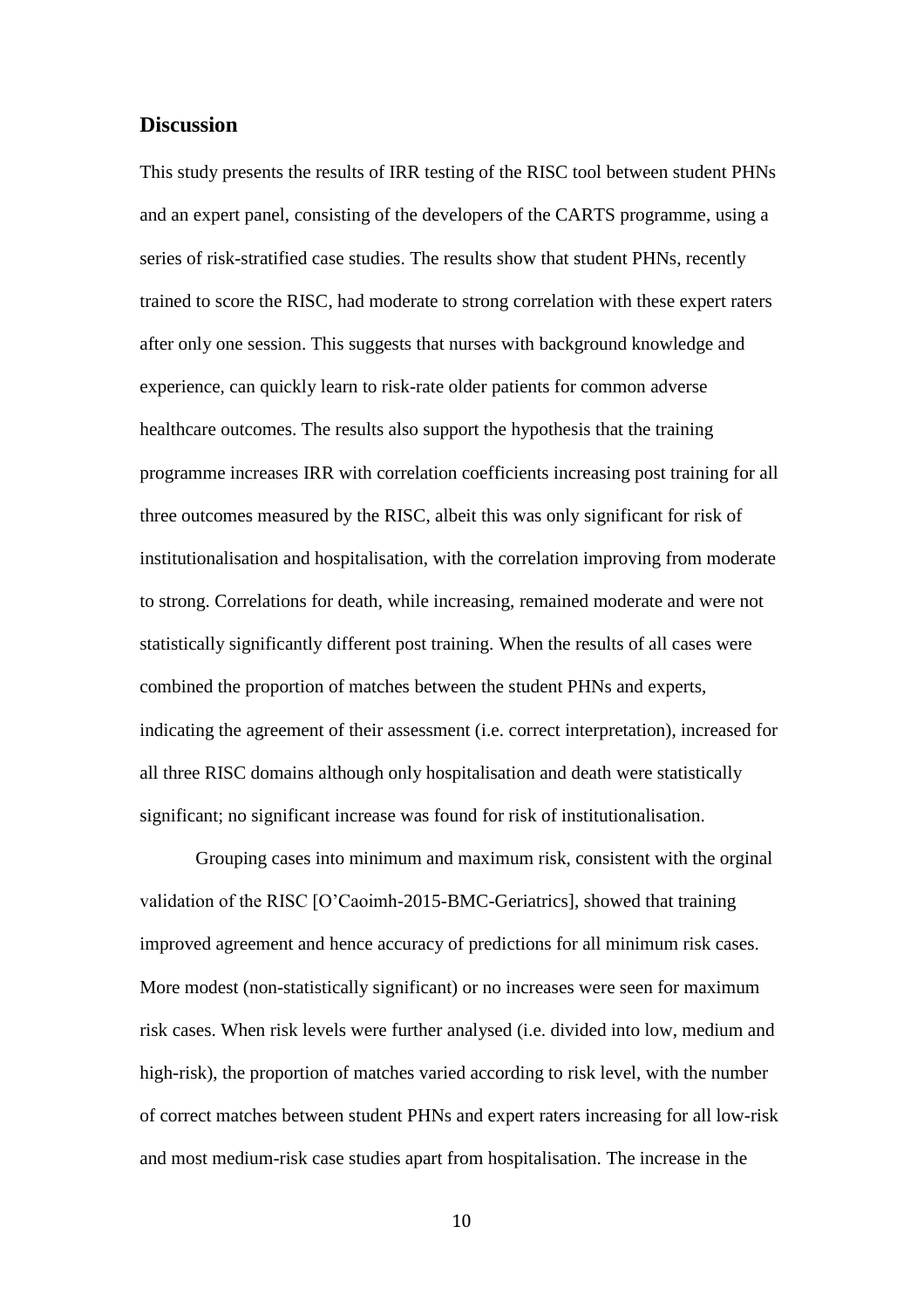## Discussion

This study presents the results of IRR testing of the RISC tool between student PHNs and an expert panel, consisting of the developers of the CARTS programme, using a series of risk-stratified case studies. The results show that student PHNs, recently trained to score the RISC, had moderate to strong correlation with these expert raters after only one session. This suggests that nurses with background knowledge and experience, can quickly learn to risk-rate older patients for common adverse healthcare outcomes. The results also support the hypothesis that the training programme increases IRR with correlation coefficients increasing post training for all three outcomes measured by the RISC, albeit this was only significant for risk of institutionalisation and hospitalisation, with the correlation improving from moderate to strong. Correlations for death, while increasing, remained moderate and were not statistically significantly different post training. When the results of all cases were combined the proportion of matches between the student PHNs and experts, indicating the agreement of their assessment (i.e. correct interpretation), increased for all three RISC domains although only hospitalisation and death were statistically significant; no significant increase was found for risk of institutionalisation.

Grouping cases into minimum and maximum risk, consistent with the orginal validation of the RISC [O'Caoimh-2015-BMC-Geriatrics], showed that training improved agreement and hence accuracy of predictions for all minimum risk cases. More modest (non-statistically significant) or no increases were seen for maximum risk cases. When risk levels were further analysed (i.e. divided into low, medium and high-risk), the proportion of matches varied according to risk level, with the number of correct matches between student PHNs and expert raters increasing for all low-risk and most medium-risk case studies apart from hospitalisation. The increase in the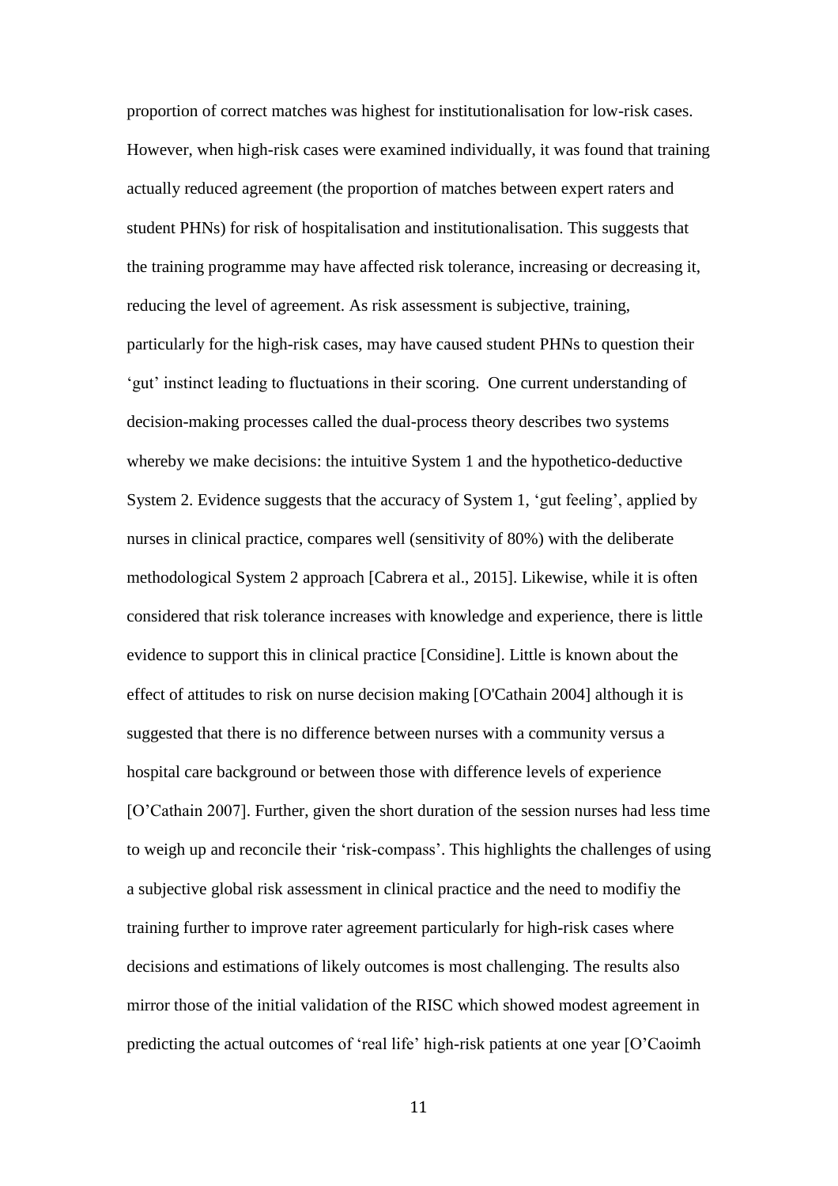proportion of correct matches was highest for institutionalisation for low-risk cases. However, when high-risk cases were examined individually, it was found that training actually reduced agreement (the proportion of matches between expert raters and student PHNs) for risk of hospitalisation and institutionalisation. This suggests that the training programme may have affected risk tolerance, increasing or decreasing it, reducing the level of agreement. As risk assessment is subjective, training, particularly for the high-risk cases, may have caused student PHNs to question their 'gut' instinct leading to fluctuations in their scoring. One current understanding of decision-making processes called the dual-process theory describes two systems whereby we make decisions: the intuitive System 1 and the hypothetico-deductive System 2. Evidence suggests that the accuracy of System 1, 'gut feeling', applied by nurses in clinical practice, compares well (sensitivity of 80%) with the deliberate methodological System 2 approach [Cabrera et al., 2015]. Likewise, while it is often considered that risk tolerance increases with knowledge and experience, there is little evidence to support this in clinical practice [Considine]. Little is known about the effect of attitudes to risk on nurse decision making [O'Cathain 2004] although it is suggested that there is no difference between nurses with a community versus a hospital care background or between those with difference levels of experience [O'Cathain 2007]. Further, given the short duration of the session nurses had less time to weigh up and reconcile their 'risk-compass'. This highlights the challenges of using a subjective global risk assessment in clinical practice and the need to modifiy the training further to improve rater agreement particularly for high-risk cases where decisions and estimations of likely outcomes is most challenging. The results also mirror those of the initial validation of the RISC which showed modest agreement in predicting the actual outcomes of 'real life' high-risk patients at one year [O'Caoimh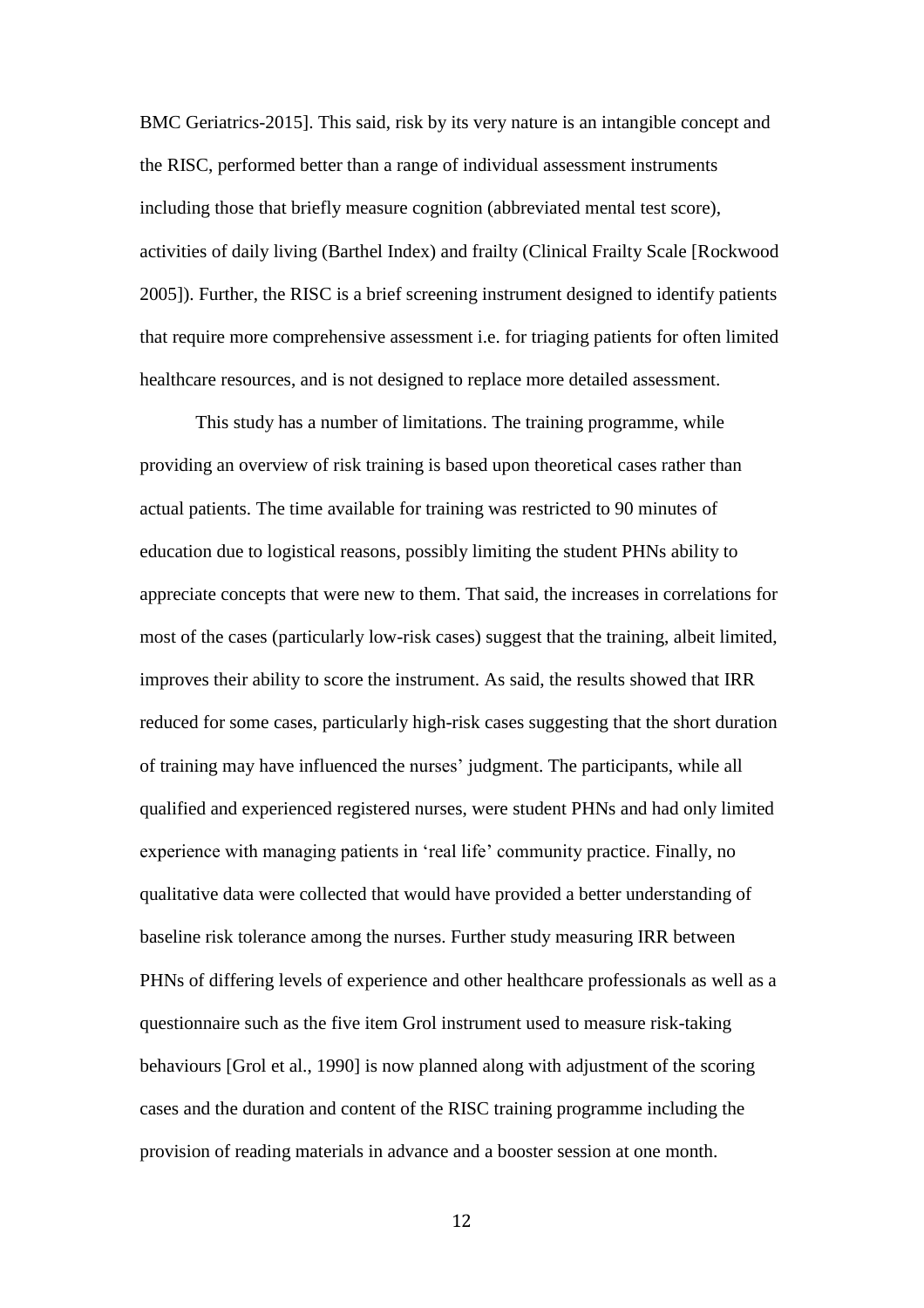BMC Geriatrics-2015]. This said, risk by its very nature is an intangible concept and the RISC, performed better than a range of individual assessment instruments including those that briefly measure cognition (abbreviated mental test score), activities of daily living (Barthel Index) and frailty (Clinical Frailty Scale [Rockwood 2005]). Further, the RISC is a brief screening instrument designed to identify patients that require more comprehensive assessment i.e. for triaging patients for often limited healthcare resources, and is not designed to replace more detailed assessment.

This study has a number of limitations. The training programme, while providing an overview of risk training is based upon theoretical cases rather than actual patients. The time available for training was restricted to 90 minutes of education due to logistical reasons, possibly limiting the student PHNs ability to appreciate concepts that were new to them. That said, the increases in correlations for most of the cases (particularly low-risk cases) suggest that the training, albeit limited, improves their ability to score the instrument. As said, the results showed that IRR reduced for some cases, particularly high-risk cases suggesting that the short duration of training may have influenced the nurses' judgment. The participants, while all qualified and experienced registered nurses, were student PHNs and had only limited experience with managing patients in 'real life' community practice. Finally, no qualitative data were collected that would have provided a better understanding of baseline risk tolerance among the nurses. Further study measuring IRR between PHNs of differing levels of experience and other healthcare professionals as well as a questionnaire such as the five item Grol instrument used to measure risk-taking behaviours [Grol et al., 1990] is now planned along with adjustment of the scoring cases and the duration and content of the RISC training programme including the provision of reading materials in advance and a booster session at one month.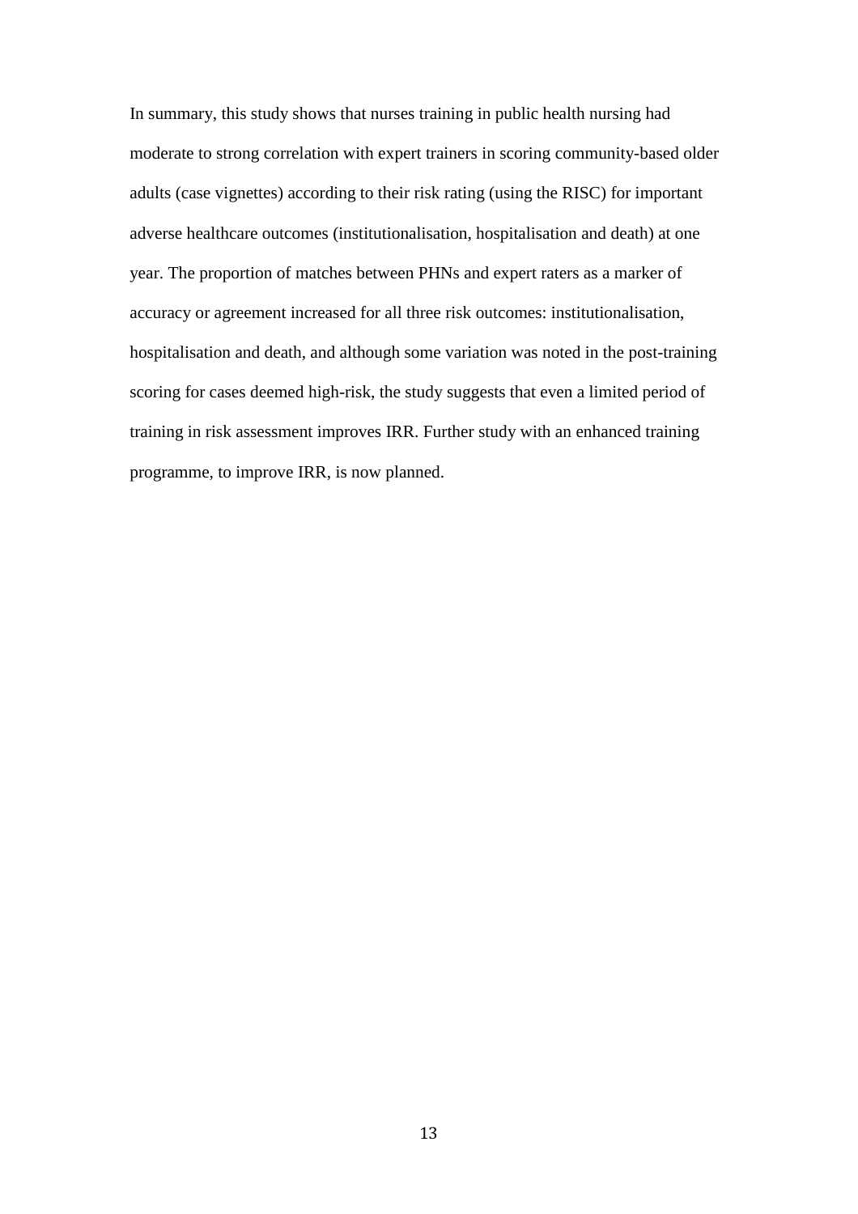In summary, this study shows that nurses training in public health nursing had moderate to strong correlation with expert trainers in scoring community-based older adults (case vignettes) according to their risk rating (using the RISC) for important adverse healthcare outcomes (institutionalisation, hospitalisation and death) at one year. The proportion of matches between PHNs and expert raters as a marker of accuracy or agreement increased for all three risk outcomes: institutionalisation, hospitalisation and death, and although some variation was noted in the post-training scoring for cases deemed high-risk, the study suggests that even a limited period of training in risk assessment improves IRR. Further study with an enhanced training programme, to improve IRR, is now planned.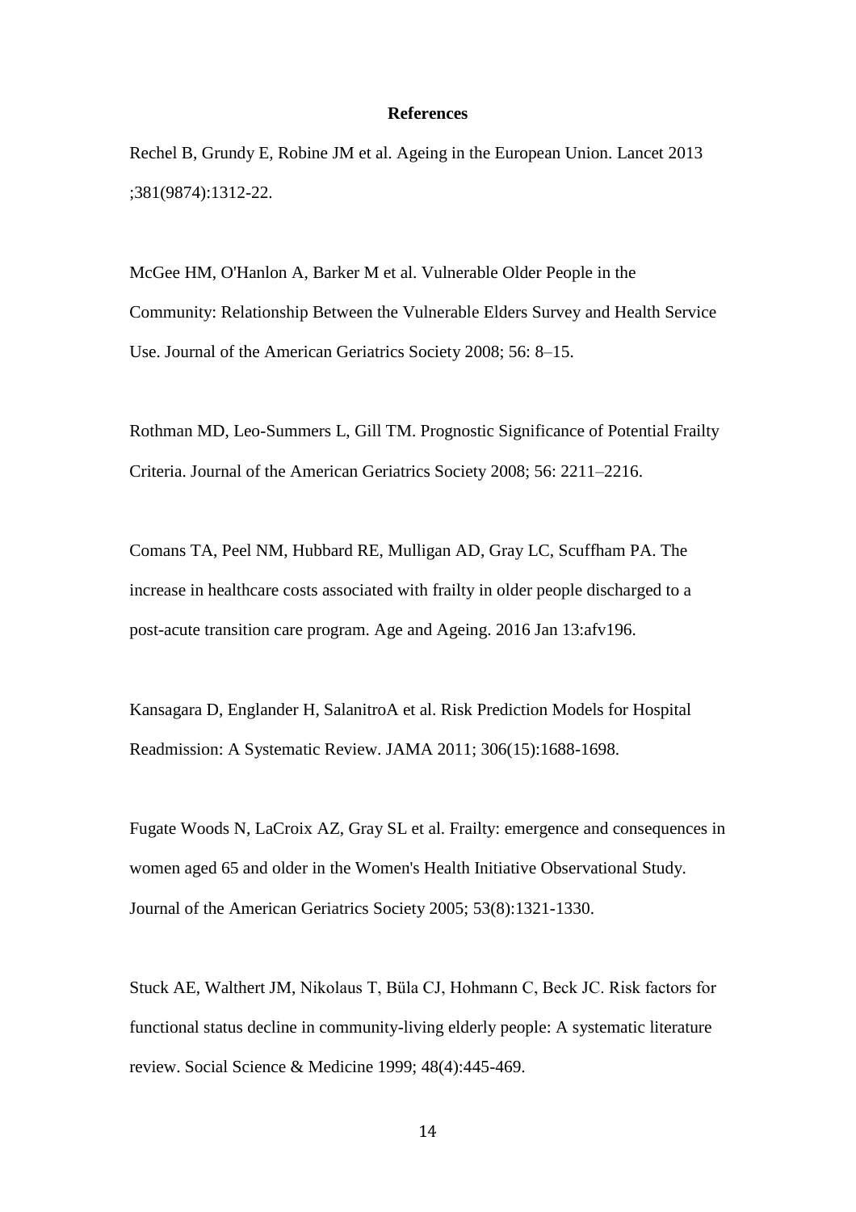## References

Rechel B, Grundy E, Robine JM et al. Ageing in the European Union. Lancet 2013 ;381(9874):1312-22.

McGee HM, O'Hanlon A, Barker M et al. Vulnerable Older People in the Community: Relationship Between the Vulnerable Elders Survey and Health Service Use. Journal of the American Geriatrics Society 2008; 56: 8–15.

Rothman MD, Leo-Summers L, Gill TM. Prognostic Significance of Potential Frailty Criteria. Journal of the American Geriatrics Society 2008; 56: 2211–2216.

Comans TA, Peel NM, Hubbard RE, Mulligan AD, Gray LC, Scuffham PA. The increase in healthcare costs associated with frailty in older people discharged to a post-acute transition care program. Age and Ageing. 2016 Jan 13:afv196.

Kansagara D, Englander H, SalanitroA et al. Risk Prediction Models for Hospital Readmission: A Systematic Review. JAMA 2011; 306(15):1688-1698.

Fugate Woods N, LaCroix AZ, Gray SL et al. Frailty: emergence and consequences in women aged 65 and older in the Women's Health Initiative Observational Study. Journal of the American Geriatrics Society 2005; 53(8):1321-1330.

Stuck AE, Walthert JM, Nikolaus T, Büla CJ, Hohmann C, Beck JC. Risk factors for functional status decline in community-living elderly people: A systematic literature review. Social Science & Medicine 1999; 48(4):445-469.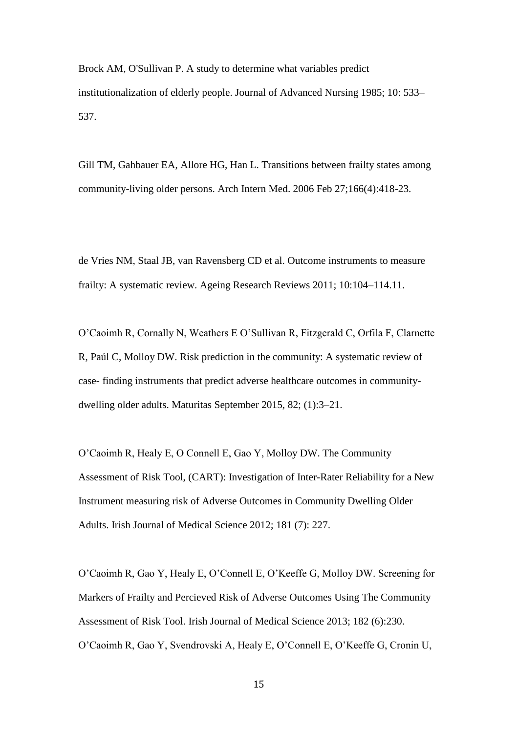Brock AM, O'Sullivan P. A study to determine what variables predict institutionalization of elderly people. Journal of Advanced Nursing 1985; 10: 533–537.

Gill TM, Gahbauer EA, Allore HG, Han L. Transitions between frailty states among community-living older persons. Arch Intern Med. 2006 Feb 27;166(4):418-23.

de Vries NM, Staal JB, van Ravensberg CD et al. Outcome instruments to measure frailty: A systematic review. Ageing Research Reviews 2011; 10:104–114.11.

O'Caoimh R, Cornally N, Weathers E O'Sullivan R, Fitzgerald C, Orfila F, Clarnette R, Paúl C, Molloy DW. Risk prediction in the community: A systematic review of case- finding instruments that predict adverse healthcare outcomes in community-dwelling older adults. Maturitas September 2015, 82; (1):3–21.

O'Caoimh R, Healy E, O Connell E, Gao Y, Molloy DW. The Community Assessment of Risk Tool, (CART): Investigation of Inter-Rater Reliability for a New Instrument measuring risk of Adverse Outcomes in Community Dwelling Older Adults. Irish Journal of Medical Science 2012; 181 (7): 227.

O'Caoimh R, Gao Y, Healy E, O'Connell E, O'Keeffe G, Molloy DW. Screening for Markers of Frailty and Percieved Risk of Adverse Outcomes Using The Community Assessment of Risk Tool. Irish Journal of Medical Science 2013; 182 (6):230.
O'Caoimh R, Gao Y, Svendrovski A, Healy E, O'Connell E, O'Keeffe G, Cronin U,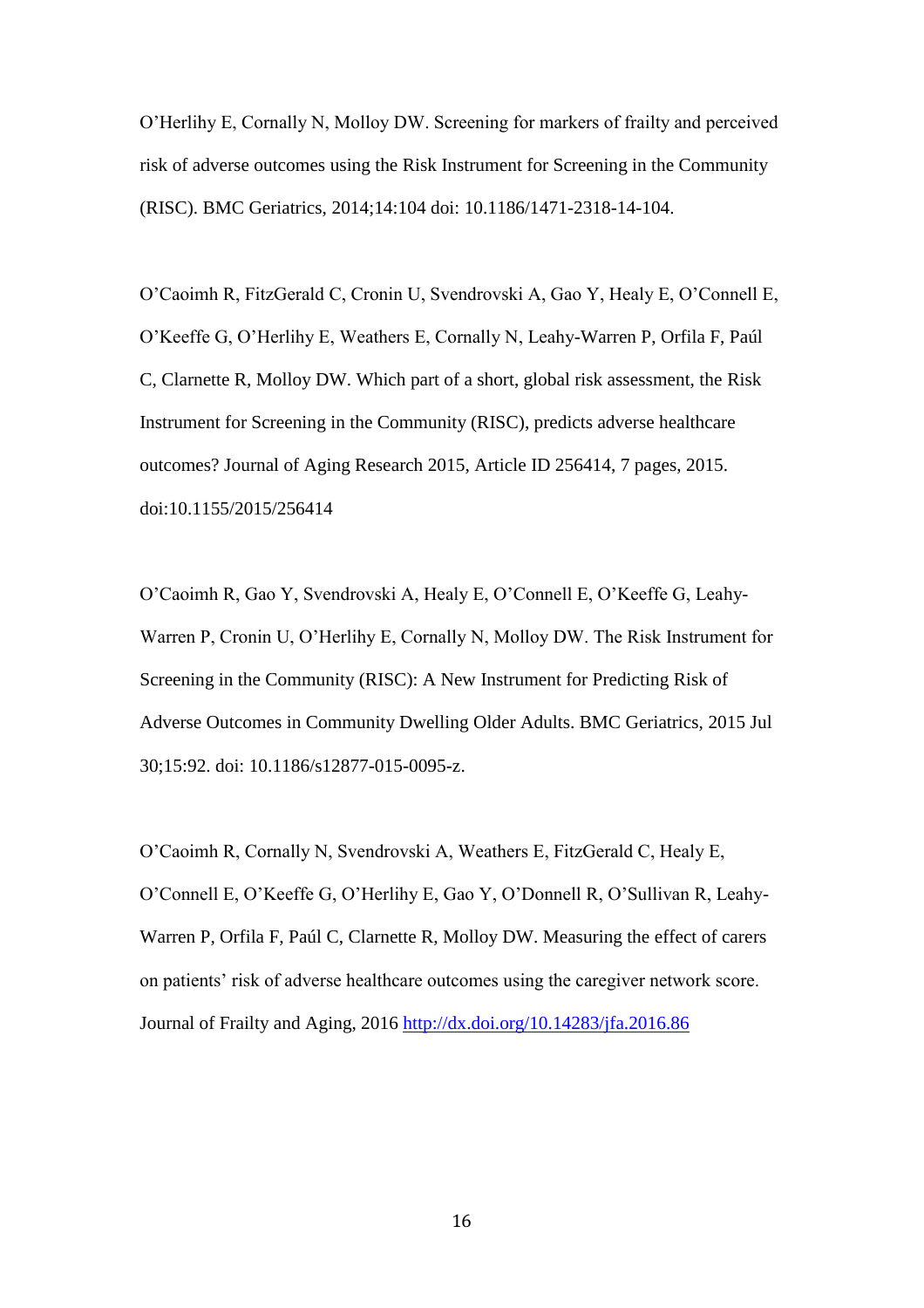O'Herlihy E, Cornally N, Molloy DW. Screening for markers of frailty and perceived risk of adverse outcomes using the Risk Instrument for Screening in the Community (RISC). BMC Geriatrics, 2014;14:104 doi: 10.1186/1471-2318-14-104.

O'Caoimh R, FitzGerald C, Cronin U, Svendrovski A, Gao Y, Healy E, O'Connell E, O'Keeffe G, O'Herlihy E, Weathers E, Cornally N, Leahy-Warren P, Orfila F, Paúl C, Clarnette R, Molloy DW. Which part of a short, global risk assessment, the Risk Instrument for Screening in the Community (RISC), predicts adverse healthcare outcomes? Journal of Aging Research 2015, Article ID 256414, 7 pages, 2015. doi:10.1155/2015/256414

O'Caoimh R, Gao Y, Svendrovski A, Healy E, O'Connell E, O'Keeffe G, Leahy-Warren P, Cronin U, O'Herlihy E, Cornally N, Molloy DW. The Risk Instrument for Screening in the Community (RISC): A New Instrument for Predicting Risk of Adverse Outcomes in Community Dwelling Older Adults. BMC Geriatrics, 2015 Jul 30;15:92. doi: 10.1186/s12877-015-0095-z.

O'Caoimh R, Cornally N, Svendrovski A, Weathers E, FitzGerald C, Healy E, O'Connell E, O'Keeffe G, O'Herlihy E, Gao Y, O'Donnell R, O'Sullivan R, Leahy-Warren P, Orfila F, Paúl C, Clarnette R, Molloy DW. Measuring the effect of carers on patients' risk of adverse healthcare outcomes using the caregiver network score. Journal of Frailty and Aging, 2016 http://dx.doi.org/10.14283/jfa.2016.86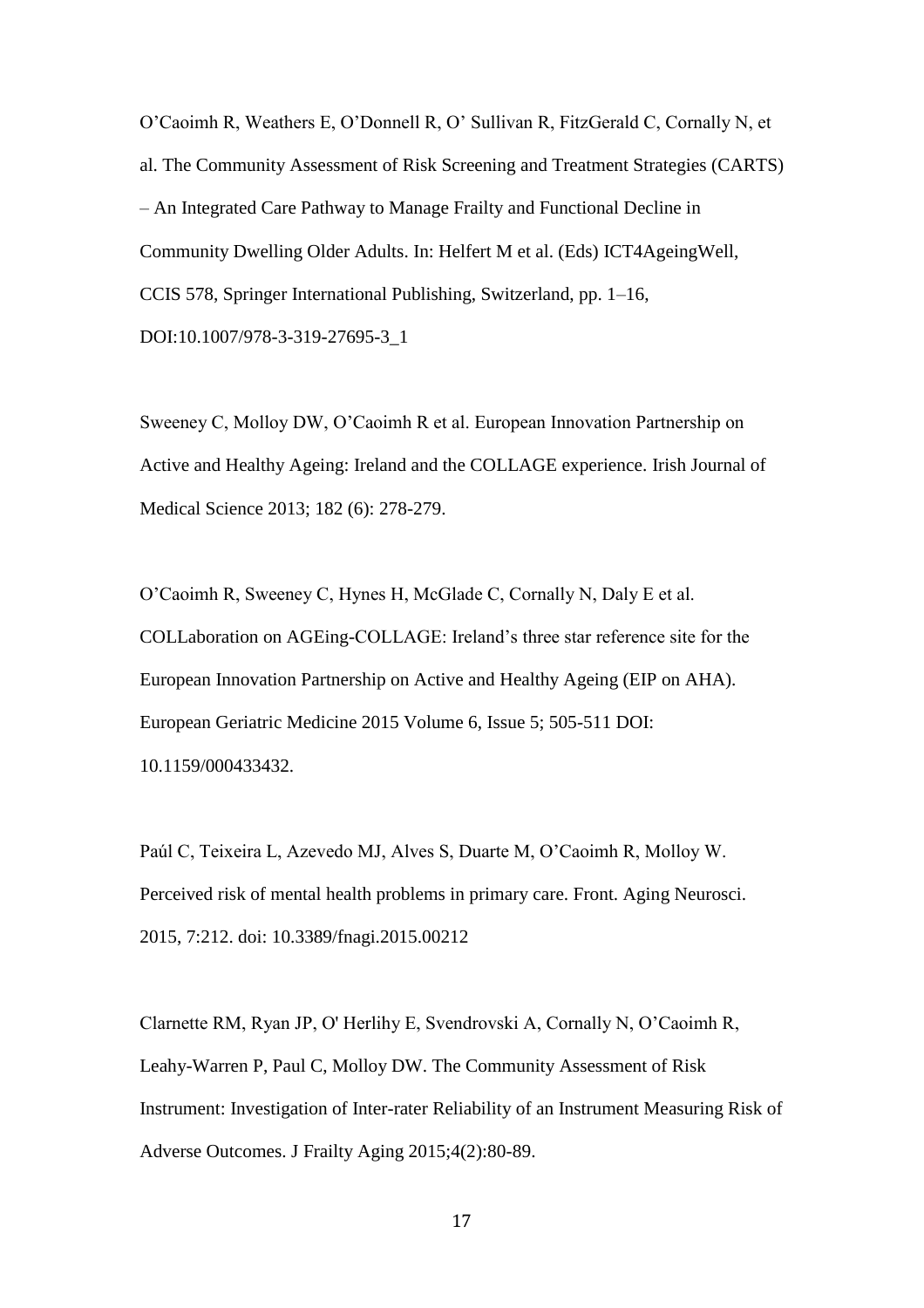O'Caoimh R, Weathers E, O'Donnell R, O' Sullivan R, FitzGerald C, Cornally N, et al. The Community Assessment of Risk Screening and Treatment Strategies (CARTS) – An Integrated Care Pathway to Manage Frailty and Functional Decline in Community Dwelling Older Adults. In: Helfert M et al. (Eds) ICT4AgeingWell, CCIS 578, Springer International Publishing, Switzerland, pp. 1–16, DOI:10.1007/978-3-319-27695-3_1

Sweeney C, Molloy DW, O'Caoimh R et al. European Innovation Partnership on Active and Healthy Ageing: Ireland and the COLLAGE experience. Irish Journal of Medical Science 2013; 182 (6): 278-279.

O'Caoimh R, Sweeney C, Hynes H, McGlade C, Cornally N, Daly E et al. COLLaboration on AGEing-COLLAGE: Ireland's three star reference site for the European Innovation Partnership on Active and Healthy Ageing (EIP on AHA). European Geriatric Medicine 2015 Volume 6, Issue 5; 505-511 DOI: 10.1159/000433432.

Paúl C, Teixeira L, Azevedo MJ, Alves S, Duarte M, O'Caoimh R, Molloy W. Perceived risk of mental health problems in primary care. Front. Aging Neurosci. 2015, 7:212. doi: 10.3389/fnagi.2015.00212

Clarnette RM, Ryan JP, O' Herlihy E, Svendrovski A, Cornally N, O'Caoimh R, Leahy-Warren P, Paul C, Molloy DW. The Community Assessment of Risk Instrument: Investigation of Inter-rater Reliability of an Instrument Measuring Risk of Adverse Outcomes. J Frailty Aging 2015;4(2):80-89.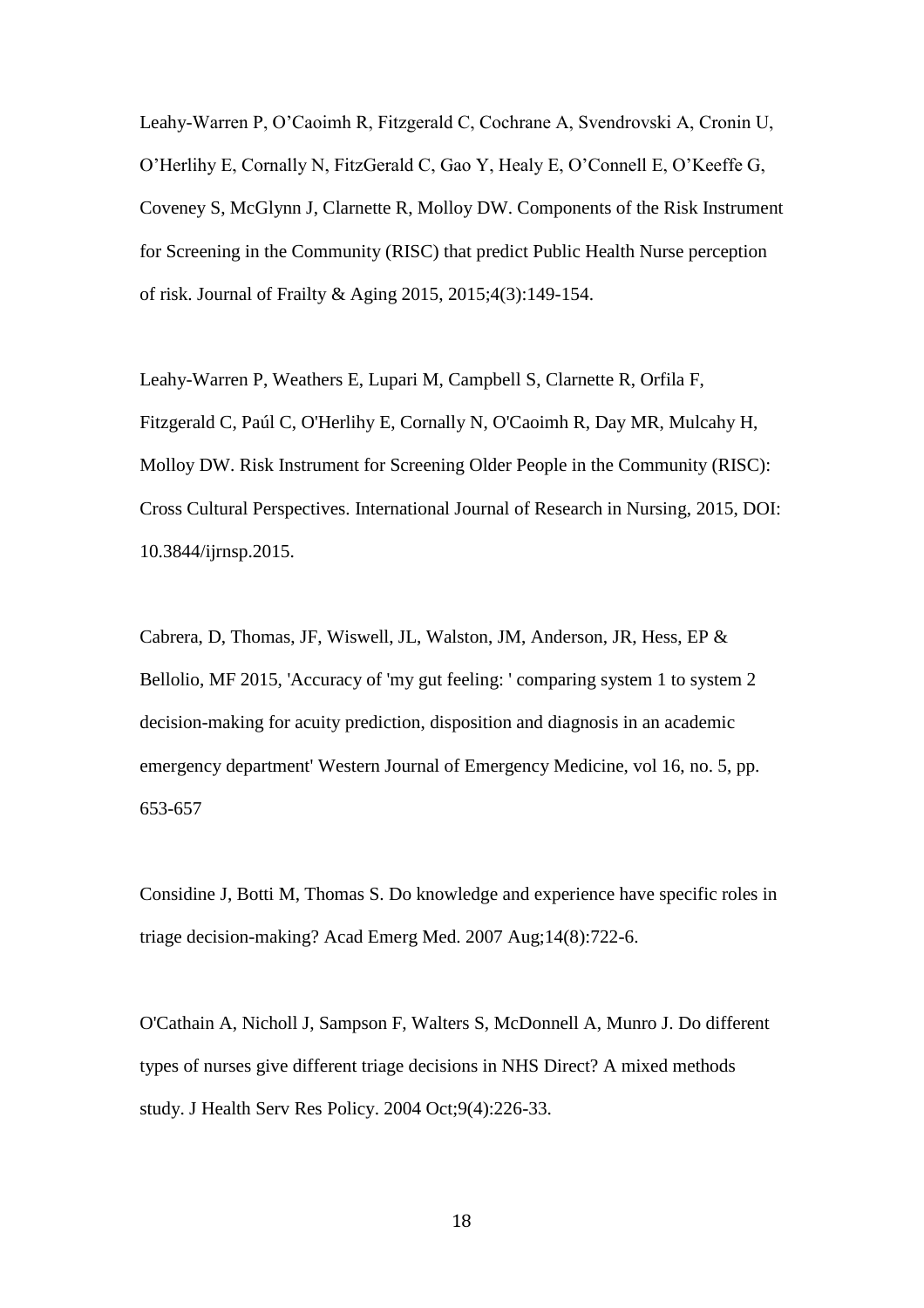Leahy-Warren P, O'Caoimh R, Fitzgerald C, Cochrane A, Svendrovski A, Cronin U, O'Herlihy E, Cornally N, FitzGerald C, Gao Y, Healy E, O'Connell E, O'Keeffe G, Coveney S, McGlynn J, Clarnette R, Molloy DW. Components of the Risk Instrument for Screening in the Community (RISC) that predict Public Health Nurse perception of risk. Journal of Frailty & Aging 2015, 2015;4(3):149-154.

Leahy-Warren P, Weathers E, Lupari M, Campbell S, Clarnette R, Orfila F, Fitzgerald C, Paúl C, O'Herlihy E, Cornally N, O'Caoimh R, Day MR, Mulcahy H, Molloy DW. Risk Instrument for Screening Older People in the Community (RISC): Cross Cultural Perspectives. International Journal of Research in Nursing, 2015, DOI: 10.3844/ijrnsp.2015.

Cabrera, D, Thomas, JF, Wiswell, JL, Walston, JM, Anderson, JR, Hess, EP & Bellolio, MF 2015, 'Accuracy of 'my gut feeling: ' comparing system 1 to system 2 decision-making for acuity prediction, disposition and diagnosis in an academic emergency department' Western Journal of Emergency Medicine, vol 16, no. 5, pp. 653-657

Considine J, Botti M, Thomas S. Do knowledge and experience have specific roles in triage decision-making? Acad Emerg Med. 2007 Aug;14(8):722-6.

O'Cathain A, Nicholl J, Sampson F, Walters S, McDonnell A, Munro J. Do different types of nurses give different triage decisions in NHS Direct? A mixed methods study. J Health Serv Res Policy. 2004 Oct;9(4):226-33.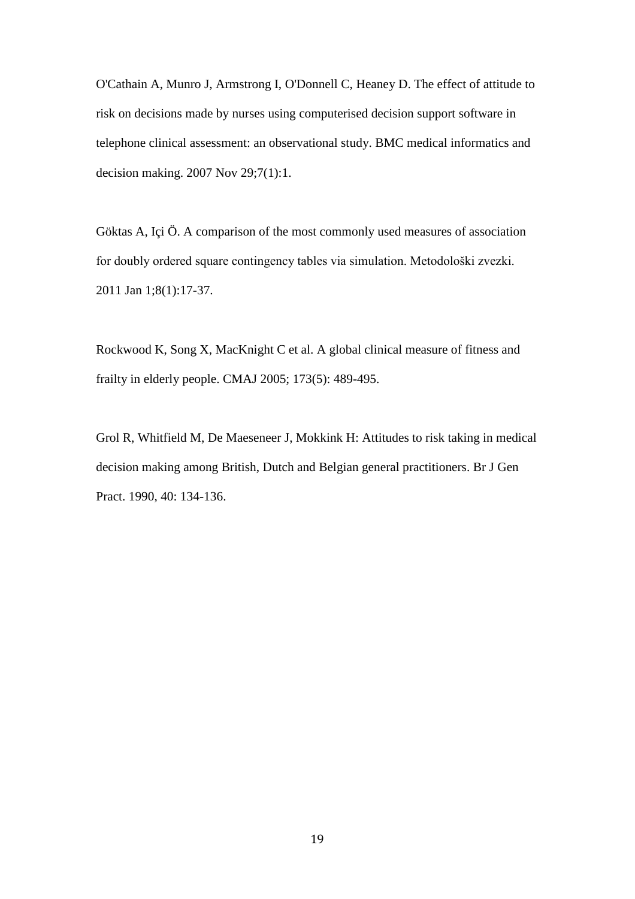O'Cathain A, Munro J, Armstrong I, O'Donnell C, Heaney D. The effect of attitude to risk on decisions made by nurses using computerised decision support software in telephone clinical assessment: an observational study. BMC medical informatics and decision making. 2007 Nov 29;7(1):1.

Göktas A, Içi Ö. A comparison of the most commonly used measures of association for doubly ordered square contingency tables via simulation. Metodološki zvezki. 2011 Jan 1;8(1):17-37.

Rockwood K, Song X, MacKnight C et al. A global clinical measure of fitness and frailty in elderly people. CMAJ 2005; 173(5): 489-495.

Grol R, Whitfield M, De Maeseneer J, Mokkink H: Attitudes to risk taking in medical decision making among British, Dutch and Belgian general practitioners. Br J Gen Pract. 1990, 40: 134-136.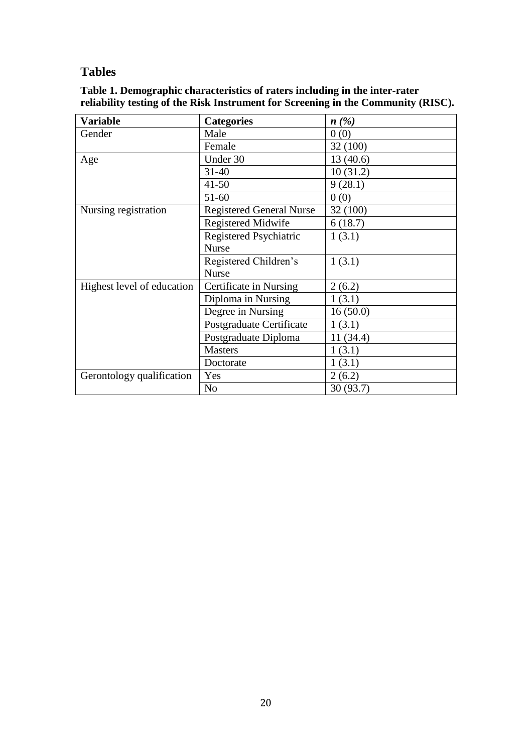## Tables

**Table 1. Demographic characteristics of raters including in the inter-rater reliability testing of the Risk Instrument for Screening in the Community (RISC).**

| **Variable** | **Categories** | ***n (%)*** |
|---|---|---|
| Gender | Male | 0 (0) |
| | Female | 32 (100) |
| Age | Under 30 | 13 (40.6) |
| | 31-40 | 10 (31.2) |
| | 41-50 | 9 (28.1) |
| | 51-60 | 0 (0) |
| Nursing registration | Registered General Nurse | 32 (100) |
| | Registered Midwife | 6 (18.7) |
| | Registered Psychiatric Nurse | 1 (3.1) |
| | Registered Children's Nurse | 1 (3.1) |
| Highest level of education | Certificate in Nursing | 2 (6.2) |
| | Diploma in Nursing | 1 (3.1) |
| | Degree in Nursing | 16 (50.0) |
| | Postgraduate Certificate | 1 (3.1) |
| | Postgraduate Diploma | 11 (34.4) |
| | Masters | 1 (3.1) |
| | Doctorate | 1 (3.1) |
| Gerontology qualification | Yes | 2 (6.2) |
| | No | 30 (93.7) |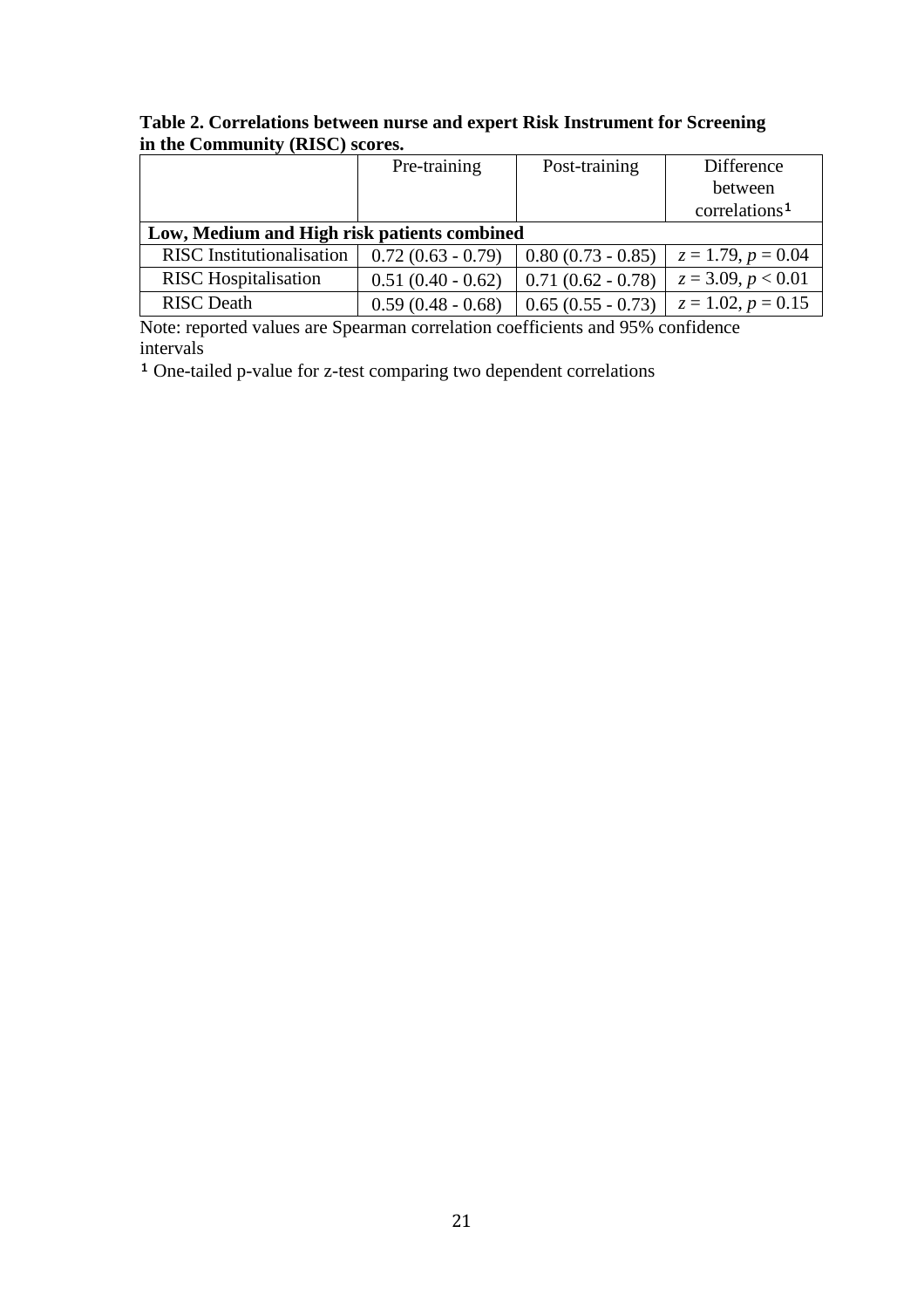**Table 2. Correlations between nurse and expert Risk Instrument for Screening in the Community (RISC) scores.**

| | Pre-training | Post-training | Difference between correlations[1] |
|---|---|---|---|
| **Low, Medium and High risk patients combined** | | | |
| RISC Institutionalisation | 0.72 (0.63 - 0.79) | 0.80 (0.73 - 0.85) | $z = 1.79$, $p = 0.04$ |
| RISC Hospitalisation | 0.51 (0.40 - 0.62) | 0.71 (0.62 - 0.78) | $z = 3.09$, $p < 0.01$ |
| RISC Death | 0.59 (0.48 - 0.68) | 0.65 (0.55 - 0.73) | $z = 1.02$, $p = 0.15$ |

Note: reported values are Spearman correlation coefficients and 95% confidence intervals

[1] One-tailed p-value for z-test comparing two dependent correlations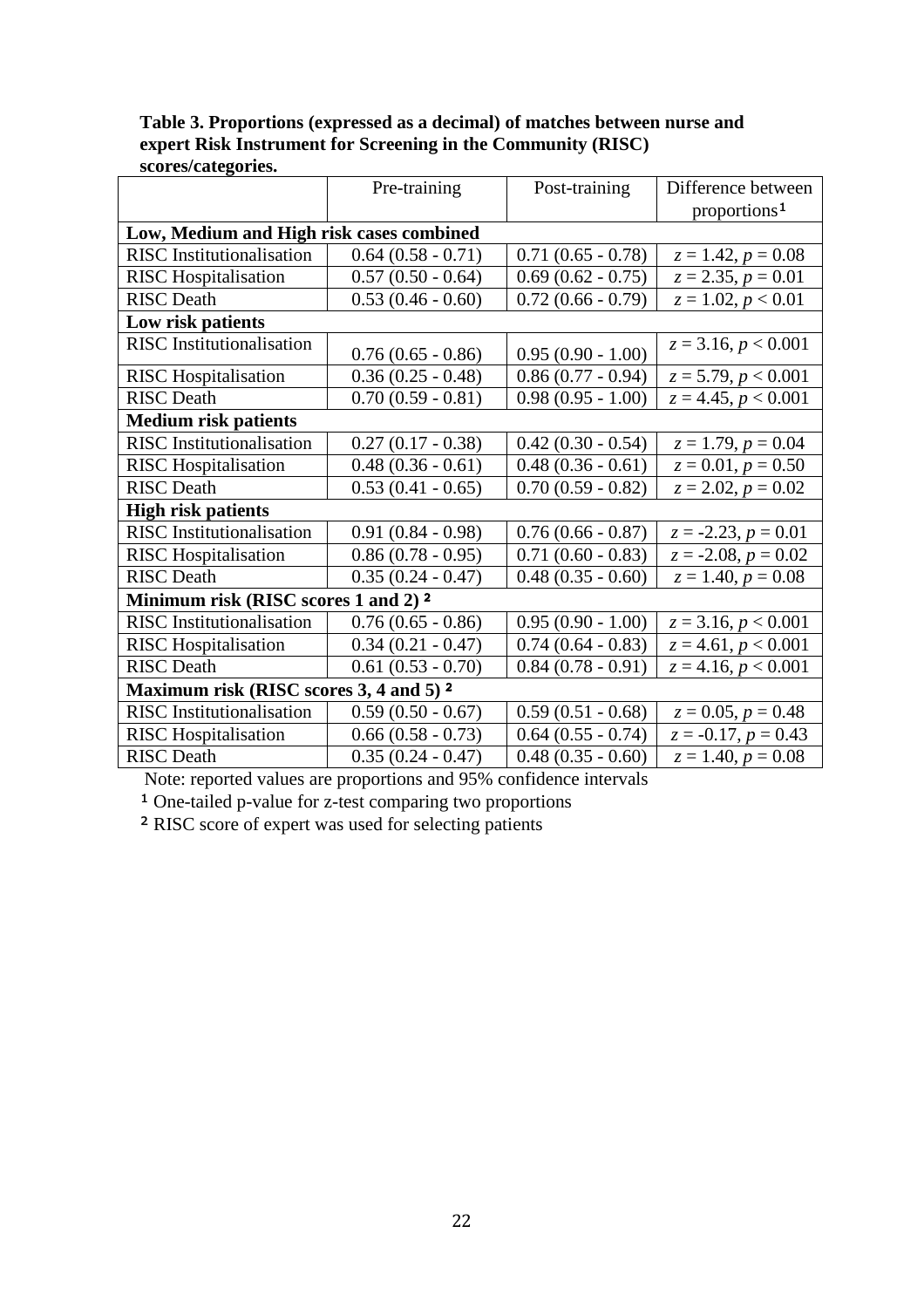**Table 3. Proportions (expressed as a decimal) of matches between nurse and expert Risk Instrument for Screening in the Community (RISC) scores/categories.**

| | Pre-training | Post-training | Difference between proportions[1] |
|---|---|---|---|
| **Low, Medium and High risk cases combined** | | | |
| RISC Institutionalisation | 0.64 (0.58 - 0.71) | 0.71 (0.65 - 0.78) | $z = 1.42$, $p = 0.08$ |
| RISC Hospitalisation | 0.57 (0.50 - 0.64) | 0.69 (0.62 - 0.75) | $z = 2.35$, $p = 0.01$ |
| RISC Death | 0.53 (0.46 - 0.60) | 0.72 (0.66 - 0.79) | $z = 1.02$, $p < 0.01$ |
| **Low risk patients** | | | |
| RISC Institutionalisation | 0.76 (0.65 - 0.86) | 0.95 (0.90 - 1.00) | $z = 3.16$, $p < 0.001$ |
| RISC Hospitalisation | 0.36 (0.25 - 0.48) | 0.86 (0.77 - 0.94) | $z = 5.79$, $p < 0.001$ |
| RISC Death | 0.70 (0.59 - 0.81) | 0.98 (0.95 - 1.00) | $z = 4.45$, $p < 0.001$ |
| **Medium risk patients** | | | |
| RISC Institutionalisation | 0.27 (0.17 - 0.38) | 0.42 (0.30 - 0.54) | $z = 1.79$, $p = 0.04$ |
| RISC Hospitalisation | 0.48 (0.36 - 0.61) | 0.48 (0.36 - 0.61) | $z = 0.01$, $p = 0.50$ |
| RISC Death | 0.53 (0.41 - 0.65) | 0.70 (0.59 - 0.82) | $z = 2.02$, $p = 0.02$ |
| **High risk patients** | | | |
| RISC Institutionalisation | 0.91 (0.84 - 0.98) | 0.76 (0.66 - 0.87) | $z = -2.23$, $p = 0.01$ |
| RISC Hospitalisation | 0.86 (0.78 - 0.95) | 0.71 (0.60 - 0.83) | $z = -2.08$, $p = 0.02$ |
| RISC Death | 0.35 (0.24 - 0.47) | 0.48 (0.35 - 0.60) | $z = 1.40$, $p = 0.08$ |
| **Minimum risk (RISC scores 1 and 2)[2]** | | | |
| RISC Institutionalisation | 0.76 (0.65 - 0.86) | 0.95 (0.90 - 1.00) | $z = 3.16$, $p < 0.001$ |
| RISC Hospitalisation | 0.34 (0.21 - 0.47) | 0.74 (0.64 - 0.83) | $z = 4.61$, $p < 0.001$ |
| RISC Death | 0.61 (0.53 - 0.70) | 0.84 (0.78 - 0.91) | $z = 4.16$, $p < 0.001$ |
| **Maximum risk (RISC scores 3, 4 and 5)[2]** | | | |
| RISC Institutionalisation | 0.59 (0.50 - 0.67) | 0.59 (0.51 - 0.68) | $z = 0.05$, $p = 0.48$ |
| RISC Hospitalisation | 0.66 (0.58 - 0.73) | 0.64 (0.55 - 0.74) | $z = -0.17$, $p = 0.43$ |
| RISC Death | 0.35 (0.24 - 0.47) | 0.48 (0.35 - 0.60) | $z = 1.40$, $p = 0.08$ |

Note: reported values are proportions and 95% confidence intervals

[1] One-tailed p-value for z-test comparing two proportions

[2] RISC score of expert was used for selecting patients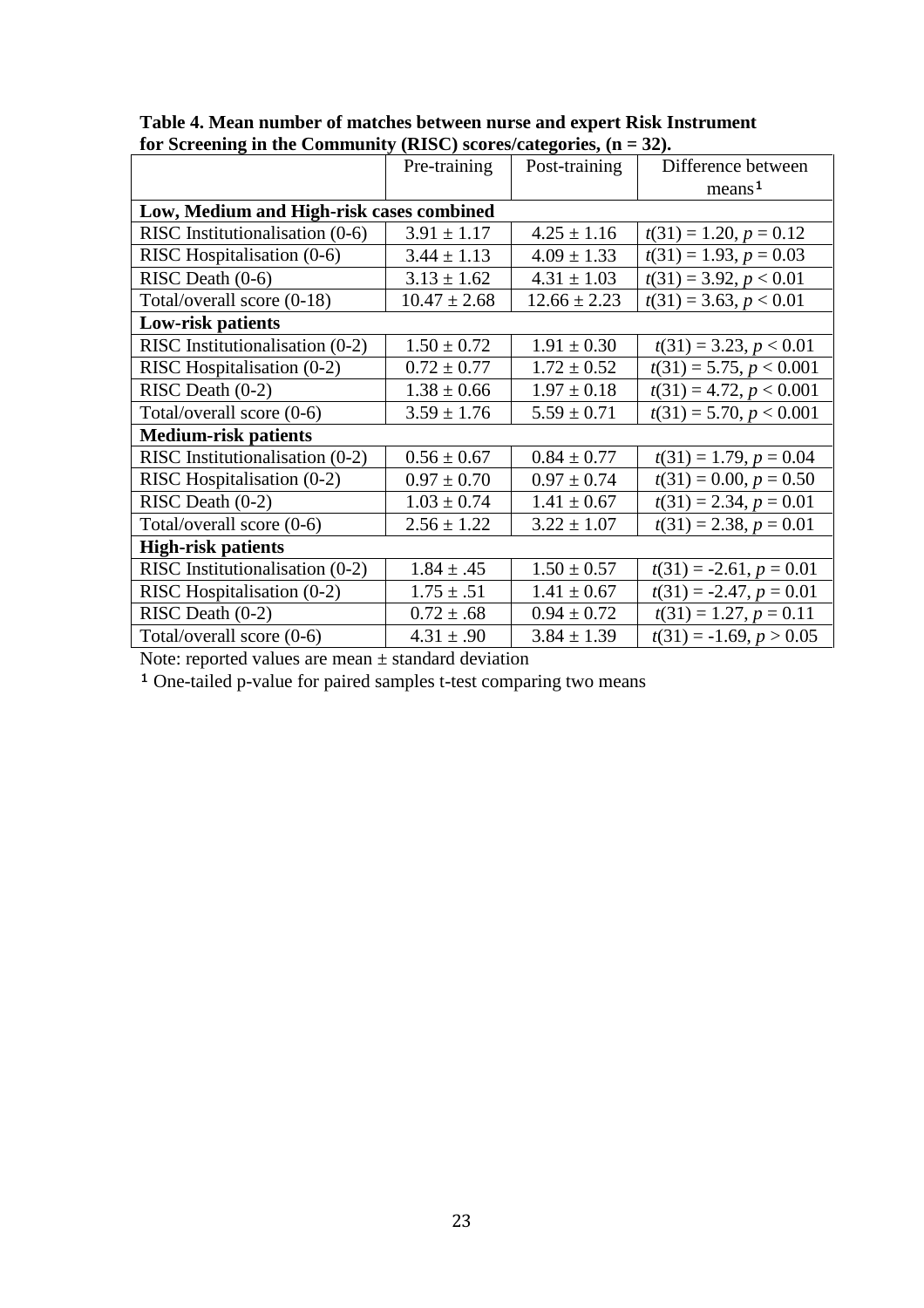**Table 4. Mean number of matches between nurse and expert Risk Instrument for Screening in the Community (RISC) scores/categories, (n = 32).**

| | Pre-training | Post-training | Difference between means[1] |
|---|---|---|---|
| **Low, Medium and High-risk cases combined** | | | |
| RISC Institutionalisation (0-6) | 3.91 ± 1.17 | 4.25 ± 1.16 | $t(31) = 1.20$, $p = 0.12$ |
| RISC Hospitalisation (0-6) | 3.44 ± 1.13 | 4.09 ± 1.33 | $t(31) = 1.93$, $p = 0.03$ |
| RISC Death (0-6) | 3.13 ± 1.62 | 4.31 ± 1.03 | $t(31) = 3.92$, $p < 0.01$ |
| Total/overall score (0-18) | 10.47 ± 2.68 | 12.66 ± 2.23 | $t(31) = 3.63$, $p < 0.01$ |
| **Low-risk patients** | | | |
| RISC Institutionalisation (0-2) | 1.50 ± 0.72 | 1.91 ± 0.30 | $t(31) = 3.23$, $p < 0.01$ |
| RISC Hospitalisation (0-2) | 0.72 ± 0.77 | 1.72 ± 0.52 | $t(31) = 5.75$, $p < 0.001$ |
| RISC Death (0-2) | 1.38 ± 0.66 | 1.97 ± 0.18 | $t(31) = 4.72$, $p < 0.001$ |
| Total/overall score (0-6) | 3.59 ± 1.76 | 5.59 ± 0.71 | $t(31) = 5.70$, $p < 0.001$ |
| **Medium-risk patients** | | | |
| RISC Institutionalisation (0-2) | 0.56 ± 0.67 | 0.84 ± 0.77 | $t(31) = 1.79$, $p = 0.04$ |
| RISC Hospitalisation (0-2) | 0.97 ± 0.70 | 0.97 ± 0.74 | $t(31) = 0.00$, $p = 0.50$ |
| RISC Death (0-2) | 1.03 ± 0.74 | 1.41 ± 0.67 | $t(31) = 2.34$, $p = 0.01$ |
| Total/overall score (0-6) | 2.56 ± 1.22 | 3.22 ± 1.07 | $t(31) = 2.38$, $p = 0.01$ |
| **High-risk patients** | | | |
| RISC Institutionalisation (0-2) | 1.84 ± .45 | 1.50 ± 0.57 | $t(31) = -2.61$, $p = 0.01$ |
| RISC Hospitalisation (0-2) | 1.75 ± .51 | 1.41 ± 0.67 | $t(31) = -2.47$, $p = 0.01$ |
| RISC Death (0-2) | 0.72 ± .68 | 0.94 ± 0.72 | $t(31) = 1.27$, $p = 0.11$ |
| Total/overall score (0-6) | 4.31 ± .90 | 3.84 ± 1.39 | $t(31) = -1.69$, $p > 0.05$ |

Note: reported values are mean ± standard deviation

[1] One-tailed p-value for paired samples t-test comparing two means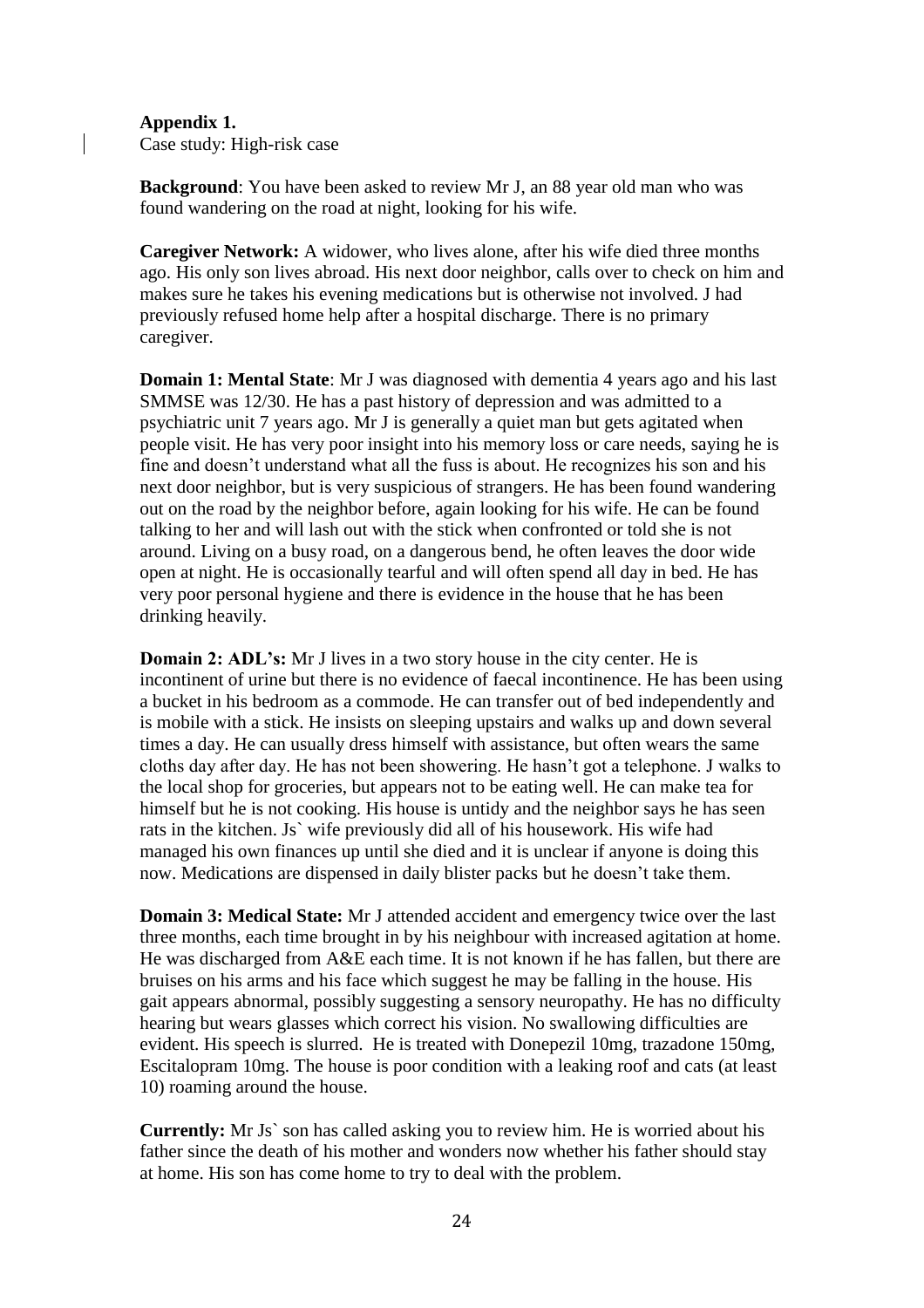**Appendix 1.**

Case study: High-risk case

**Background**: You have been asked to review Mr J, an 88 year old man who was found wandering on the road at night, looking for his wife.

**Caregiver Network:** A widower, who lives alone, after his wife died three months ago. His only son lives abroad. His next door neighbor, calls over to check on him and makes sure he takes his evening medications but is otherwise not involved. J had previously refused home help after a hospital discharge. There is no primary caregiver.

**Domain 1: Mental State**: Mr J was diagnosed with dementia 4 years ago and his last SMMSE was 12/30. He has a past history of depression and was admitted to a psychiatric unit 7 years ago. Mr J is generally a quiet man but gets agitated when people visit. He has very poor insight into his memory loss or care needs, saying he is fine and doesn't understand what all the fuss is about. He recognizes his son and his next door neighbor, but is very suspicious of strangers. He has been found wandering out on the road by the neighbor before, again looking for his wife. He can be found talking to her and will lash out with the stick when confronted or told she is not around. Living on a busy road, on a dangerous bend, he often leaves the door wide open at night. He is occasionally tearful and will often spend all day in bed. He has very poor personal hygiene and there is evidence in the house that he has been drinking heavily.

**Domain 2: ADL's:** Mr J lives in a two story house in the city center. He is incontinent of urine but there is no evidence of faecal incontinence. He has been using a bucket in his bedroom as a commode. He can transfer out of bed independently and is mobile with a stick. He insists on sleeping upstairs and walks up and down several times a day. He can usually dress himself with assistance, but often wears the same cloths day after day. He has not been showering. He hasn't got a telephone. J walks to the local shop for groceries, but appears not to be eating well. He can make tea for himself but he is not cooking. His house is untidy and the neighbor says he has seen rats in the kitchen. Js` wife previously did all of his housework. His wife had managed his own finances up until she died and it is unclear if anyone is doing this now. Medications are dispensed in daily blister packs but he doesn't take them.

**Domain 3: Medical State:** Mr J attended accident and emergency twice over the last three months, each time brought in by his neighbour with increased agitation at home. He was discharged from A&E each time. It is not known if he has fallen, but there are bruises on his arms and his face which suggest he may be falling in the house. His gait appears abnormal, possibly suggesting a sensory neuropathy. He has no difficulty hearing but wears glasses which correct his vision. No swallowing difficulties are evident. His speech is slurred. He is treated with Donepezil 10mg, trazadone 150mg, Escitalopram 10mg. The house is poor condition with a leaking roof and cats (at least 10) roaming around the house.

**Currently:** Mr Js` son has called asking you to review him. He is worried about his father since the death of his mother and wonders now whether his father should stay at home. His son has come home to try to deal with the problem.